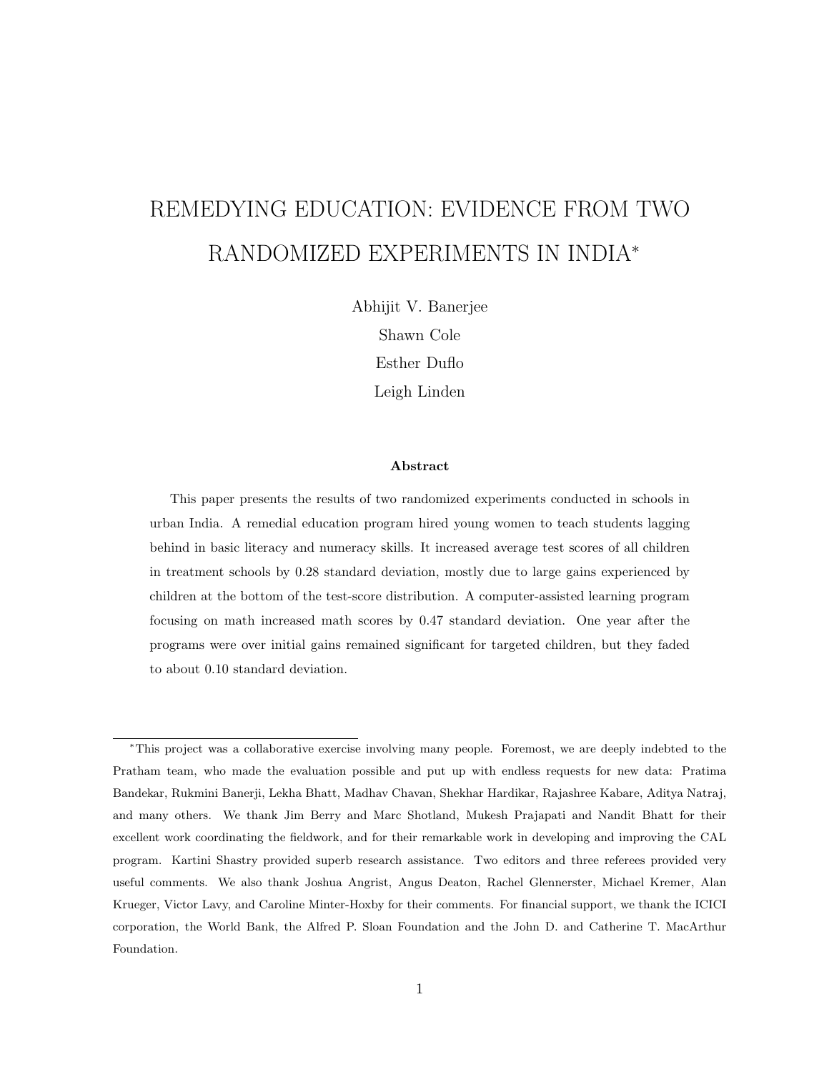# REMEDYING EDUCATION: EVIDENCE FROM TWO RANDOMIZED EXPERIMENTS IN INDIA*

Abhijit V. Banerjee

Shawn Cole

Esther Duflo

Leigh Linden

### Abstract

This paper presents the results of two randomized experiments conducted in schools in urban India. A remedial education program hired young women to teach students lagging behind in basic literacy and numeracy skills. It increased average test scores of all children in treatment schools by 0.28 standard deviation, mostly due to large gains experienced by children at the bottom of the test-score distribution. A computer-assisted learning program focusing on math increased math scores by 0.47 standard deviation. One year after the programs were over initial gains remained significant for targeted children, but they faded to about 0.10 standard deviation.

---

*This project was a collaborative exercise involving many people. Foremost, we are deeply indebted to the Pratham team, who made the evaluation possible and put up with endless requests for new data: Pratima Bandekar, Rukmini Banerji, Lekha Bhatt, Madhav Chavan, Shekhar Hardikar, Rajashree Kabare, Aditya Natraj, and many others. We thank Jim Berry and Marc Shotland, Mukesh Prajapati and Nandit Bhatt for their excellent work coordinating the fieldwork, and for their remarkable work in developing and improving the CAL program. Kartini Shastry provided superb research assistance. Two editors and three referees provided very useful comments. We also thank Joshua Angrist, Angus Deaton, Rachel Glennerster, Michael Kremer, Alan Krueger, Victor Lavy, and Caroline Minter-Hoxby for their comments. For financial support, we thank the ICICI corporation, the World Bank, the Alfred P. Sloan Foundation and the John D. and Catherine T. MacArthur Foundation.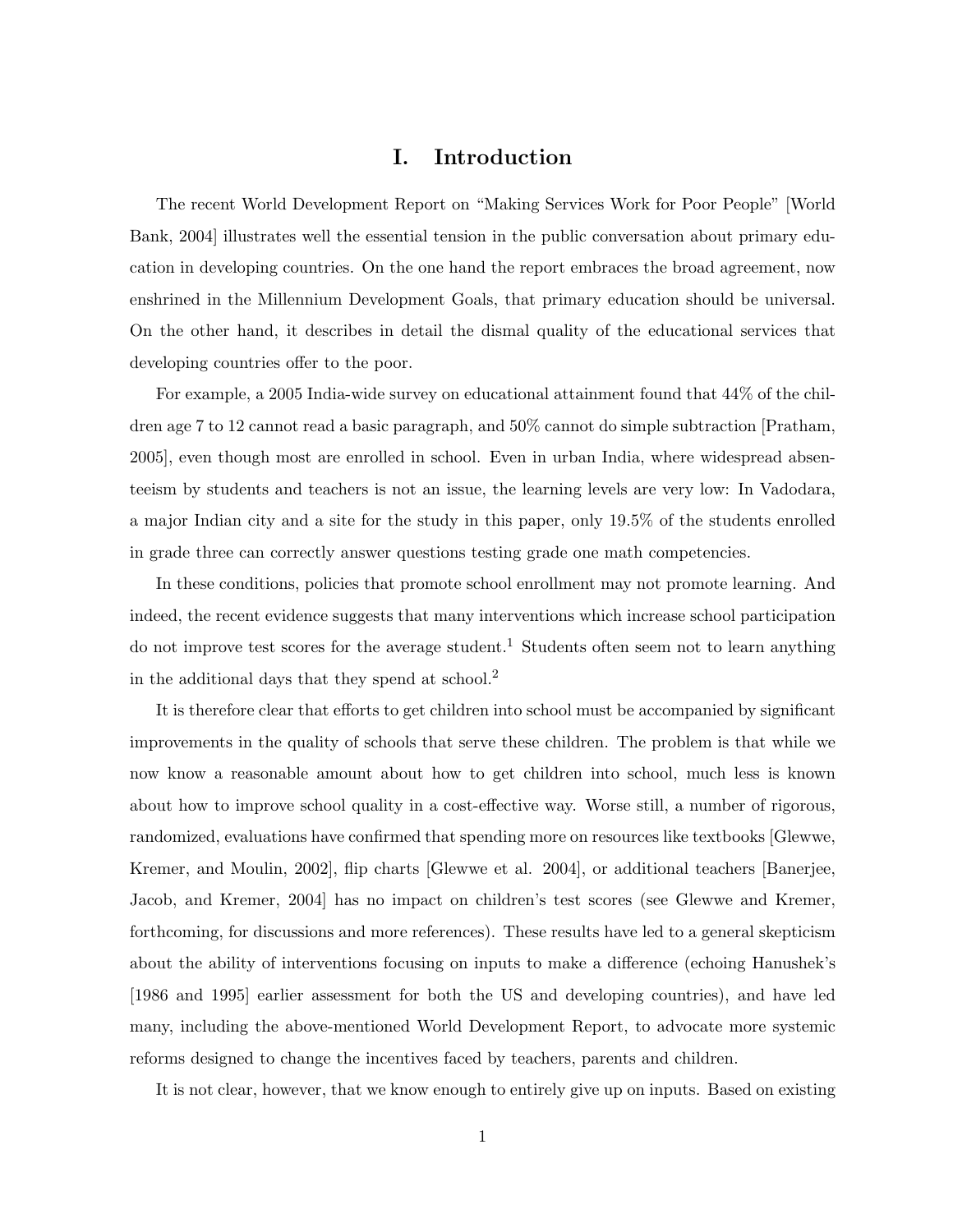# I. Introduction

The recent World Development Report on "Making Services Work for Poor People" [World Bank, 2004] illustrates well the essential tension in the public conversation about primary education in developing countries. On the one hand the report embraces the broad agreement, now enshrined in the Millennium Development Goals, that primary education should be universal. On the other hand, it describes in detail the dismal quality of the educational services that developing countries offer to the poor.

For example, a 2005 India-wide survey on educational attainment found that 44% of the children age 7 to 12 cannot read a basic paragraph, and 50% cannot do simple subtraction [Pratham, 2005], even though most are enrolled in school. Even in urban India, where widespread absenteeism by students and teachers is not an issue, the learning levels are very low: In Vadodara, a major Indian city and a site for the study in this paper, only 19.5% of the students enrolled in grade three can correctly answer questions testing grade one math competencies.

In these conditions, policies that promote school enrollment may not promote learning. And indeed, the recent evidence suggests that many interventions which increase school participation do not improve test scores for the average student.[1] Students often seem not to learn anything in the additional days that they spend at school.[2]

It is therefore clear that efforts to get children into school must be accompanied by significant improvements in the quality of schools that serve these children. The problem is that while we now know a reasonable amount about how to get children into school, much less is known about how to improve school quality in a cost-effective way. Worse still, a number of rigorous, randomized, evaluations have confirmed that spending more on resources like textbooks [Glewwe, Kremer, and Moulin, 2002], flip charts [Glewwe et al. 2004], or additional teachers [Banerjee, Jacob, and Kremer, 2004] has no impact on children's test scores (see Glewwe and Kremer, forthcoming, for discussions and more references). These results have led to a general skepticism about the ability of interventions focusing on inputs to make a difference (echoing Hanushek's [1986 and 1995] earlier assessment for both the US and developing countries), and have led many, including the above-mentioned World Development Report, to advocate more systemic reforms designed to change the incentives faced by teachers, parents and children.

It is not clear, however, that we know enough to entirely give up on inputs. Based on existing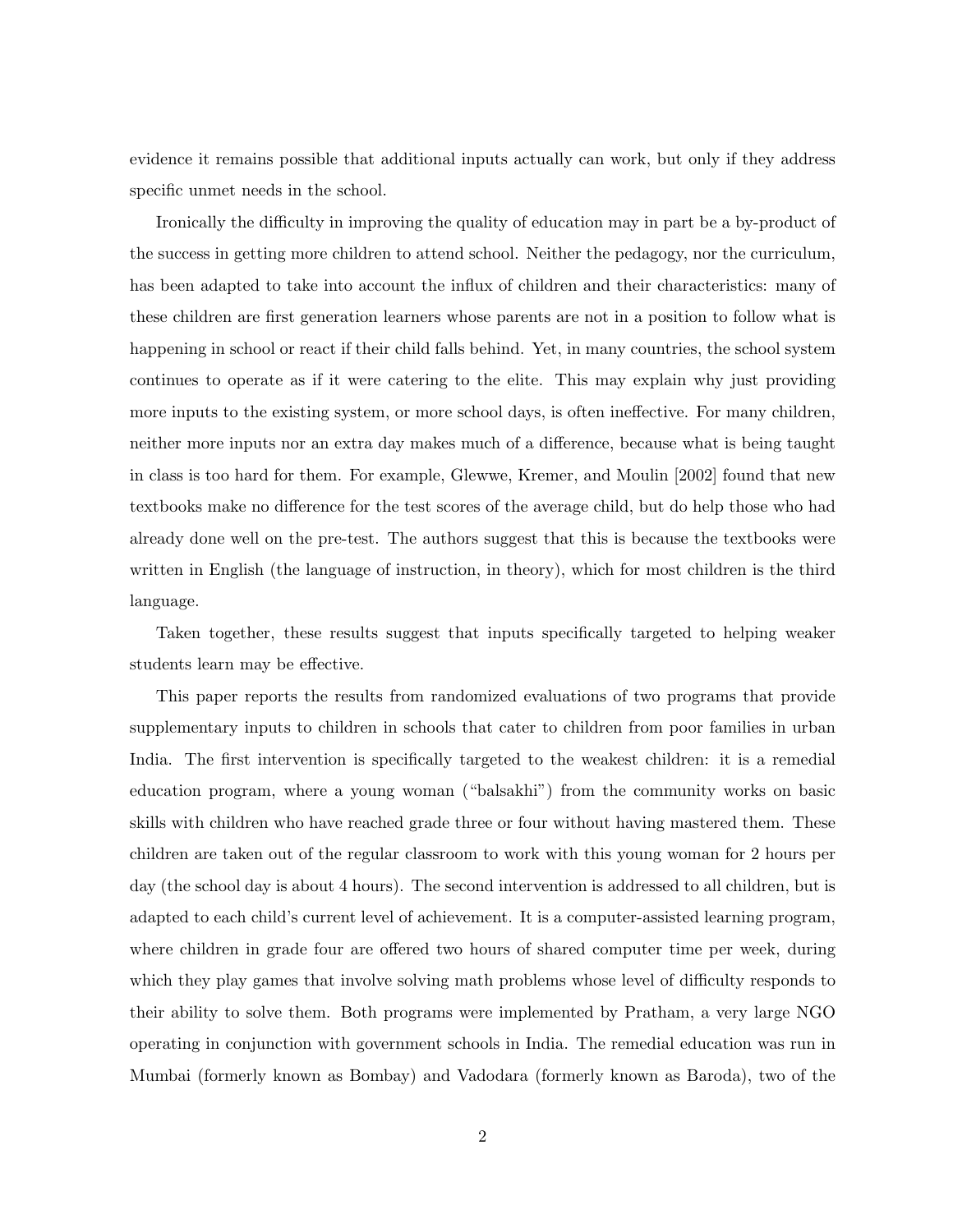evidence it remains possible that additional inputs actually can work, but only if they address specific unmet needs in the school.

Ironically the difficulty in improving the quality of education may in part be a by-product of the success in getting more children to attend school. Neither the pedagogy, nor the curriculum, has been adapted to take into account the influx of children and their characteristics: many of these children are first generation learners whose parents are not in a position to follow what is happening in school or react if their child falls behind. Yet, in many countries, the school system continues to operate as if it were catering to the elite. This may explain why just providing more inputs to the existing system, or more school days, is often ineffective. For many children, neither more inputs nor an extra day makes much of a difference, because what is being taught in class is too hard for them. For example, Glewwe, Kremer, and Moulin [2002] found that new textbooks make no difference for the test scores of the average child, but do help those who had already done well on the pre-test. The authors suggest that this is because the textbooks were written in English (the language of instruction, in theory), which for most children is the third language.

Taken together, these results suggest that inputs specifically targeted to helping weaker students learn may be effective.

This paper reports the results from randomized evaluations of two programs that provide supplementary inputs to children in schools that cater to children from poor families in urban India. The first intervention is specifically targeted to the weakest children: it is a remedial education program, where a young woman ("balsakhi") from the community works on basic skills with children who have reached grade three or four without having mastered them. These children are taken out of the regular classroom to work with this young woman for 2 hours per day (the school day is about 4 hours). The second intervention is addressed to all children, but is adapted to each child's current level of achievement. It is a computer-assisted learning program, where children in grade four are offered two hours of shared computer time per week, during which they play games that involve solving math problems whose level of difficulty responds to their ability to solve them. Both programs were implemented by Pratham, a very large NGO operating in conjunction with government schools in India. The remedial education was run in Mumbai (formerly known as Bombay) and Vadodara (formerly known as Baroda), two of the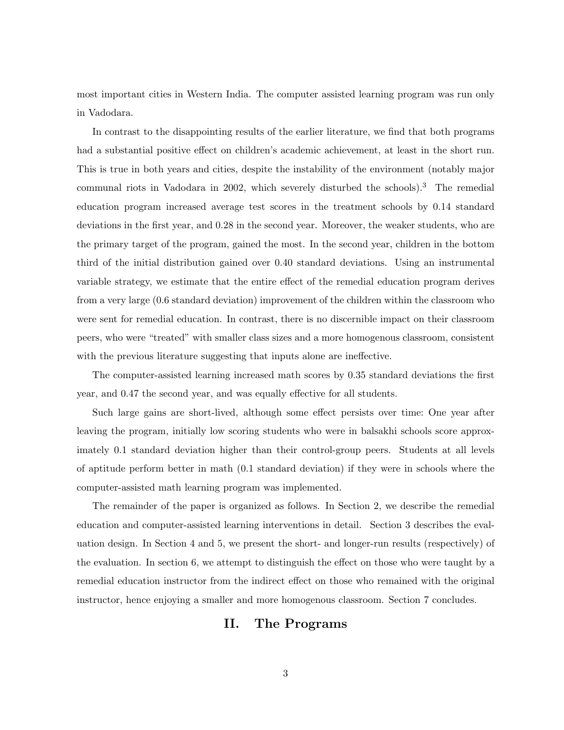most important cities in Western India. The computer assisted learning program was run only in Vadodara.

In contrast to the disappointing results of the earlier literature, we find that both programs had a substantial positive effect on children's academic achievement, at least in the short run. This is true in both years and cities, despite the instability of the environment (notably major communal riots in Vadodara in 2002, which severely disturbed the schools).[3] The remedial education program increased average test scores in the treatment schools by 0.14 standard deviations in the first year, and 0.28 in the second year. Moreover, the weaker students, who are the primary target of the program, gained the most. In the second year, children in the bottom third of the initial distribution gained over 0.40 standard deviations. Using an instrumental variable strategy, we estimate that the entire effect of the remedial education program derives from a very large (0.6 standard deviation) improvement of the children within the classroom who were sent for remedial education. In contrast, there is no discernible impact on their classroom peers, who were "treated" with smaller class sizes and a more homogenous classroom, consistent with the previous literature suggesting that inputs alone are ineffective.

The computer-assisted learning increased math scores by 0.35 standard deviations the first year, and 0.47 the second year, and was equally effective for all students.

Such large gains are short-lived, although some effect persists over time: One year after leaving the program, initially low scoring students who were in balsakhi schools score approximately 0.1 standard deviation higher than their control-group peers. Students at all levels of aptitude perform better in math (0.1 standard deviation) if they were in schools where the computer-assisted math learning program was implemented.

The remainder of the paper is organized as follows. In Section 2, we describe the remedial education and computer-assisted learning interventions in detail. Section 3 describes the evaluation design. In Section 4 and 5, we present the short- and longer-run results (respectively) of the evaluation. In section 6, we attempt to distinguish the effect on those who were taught by a remedial education instructor from the indirect effect on those who remained with the original instructor, hence enjoying a smaller and more homogenous classroom. Section 7 concludes.

## II. The Programs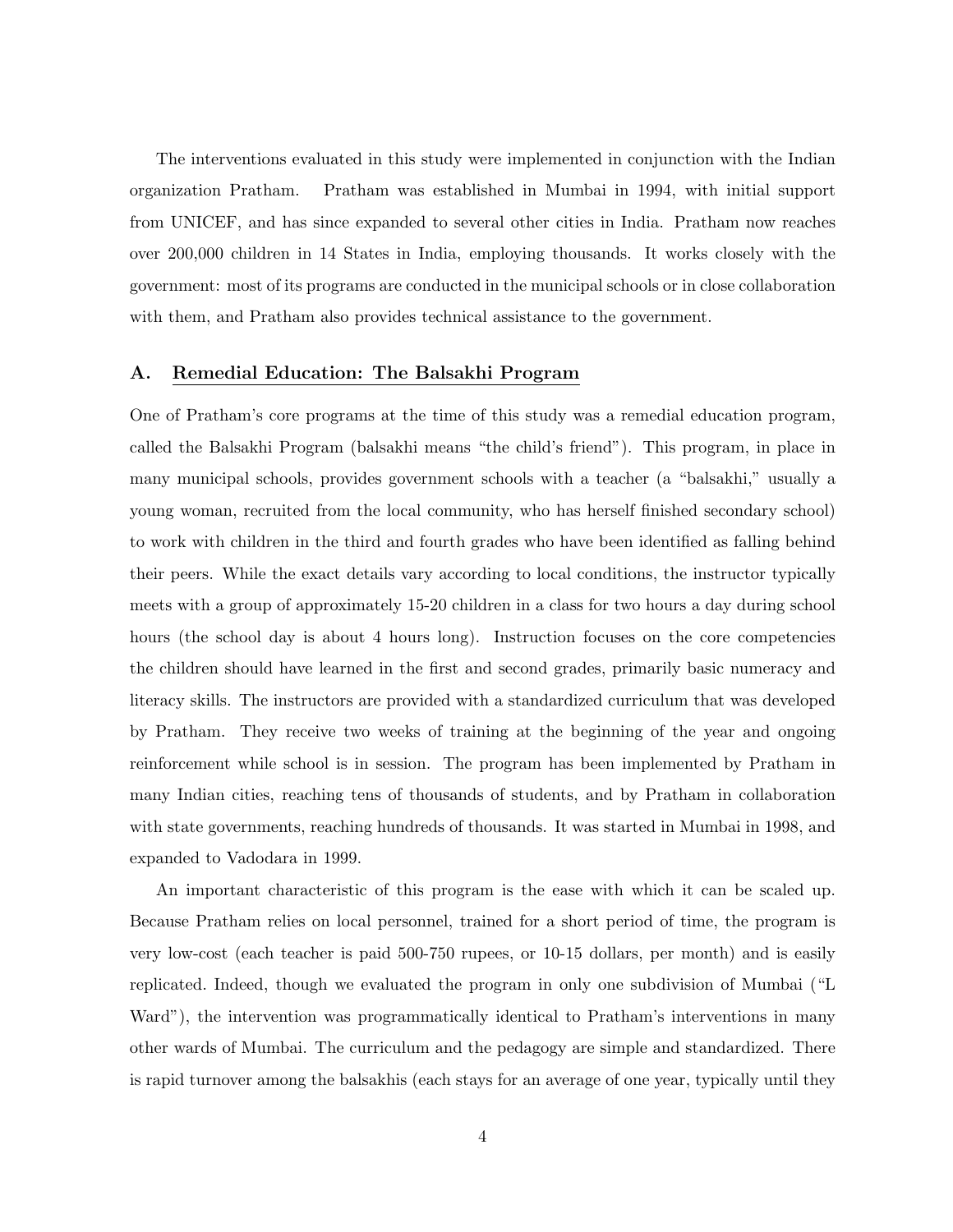The interventions evaluated in this study were implemented in conjunction with the Indian organization Pratham. Pratham was established in Mumbai in 1994, with initial support from UNICEF, and has since expanded to several other cities in India. Pratham now reaches over 200,000 children in 14 States in India, employing thousands. It works closely with the government: most of its programs are conducted in the municipal schools or in close collaboration with them, and Pratham also provides technical assistance to the government.

## A. Remedial Education: The Balsakhi Program

One of Pratham's core programs at the time of this study was a remedial education program, called the Balsakhi Program (balsakhi means "the child's friend"). This program, in place in many municipal schools, provides government schools with a teacher (a "balsakhi," usually a young woman, recruited from the local community, who has herself finished secondary school) to work with children in the third and fourth grades who have been identified as falling behind their peers. While the exact details vary according to local conditions, the instructor typically meets with a group of approximately 15-20 children in a class for two hours a day during school hours (the school day is about 4 hours long). Instruction focuses on the core competencies the children should have learned in the first and second grades, primarily basic numeracy and literacy skills. The instructors are provided with a standardized curriculum that was developed by Pratham. They receive two weeks of training at the beginning of the year and ongoing reinforcement while school is in session. The program has been implemented by Pratham in many Indian cities, reaching tens of thousands of students, and by Pratham in collaboration with state governments, reaching hundreds of thousands. It was started in Mumbai in 1998, and expanded to Vadodara in 1999.

An important characteristic of this program is the ease with which it can be scaled up. Because Pratham relies on local personnel, trained for a short period of time, the program is very low-cost (each teacher is paid 500-750 rupees, or 10-15 dollars, per month) and is easily replicated. Indeed, though we evaluated the program in only one subdivision of Mumbai ("L Ward"), the intervention was programmatically identical to Pratham's interventions in many other wards of Mumbai. The curriculum and the pedagogy are simple and standardized. There is rapid turnover among the balsakhis (each stays for an average of one year, typically until they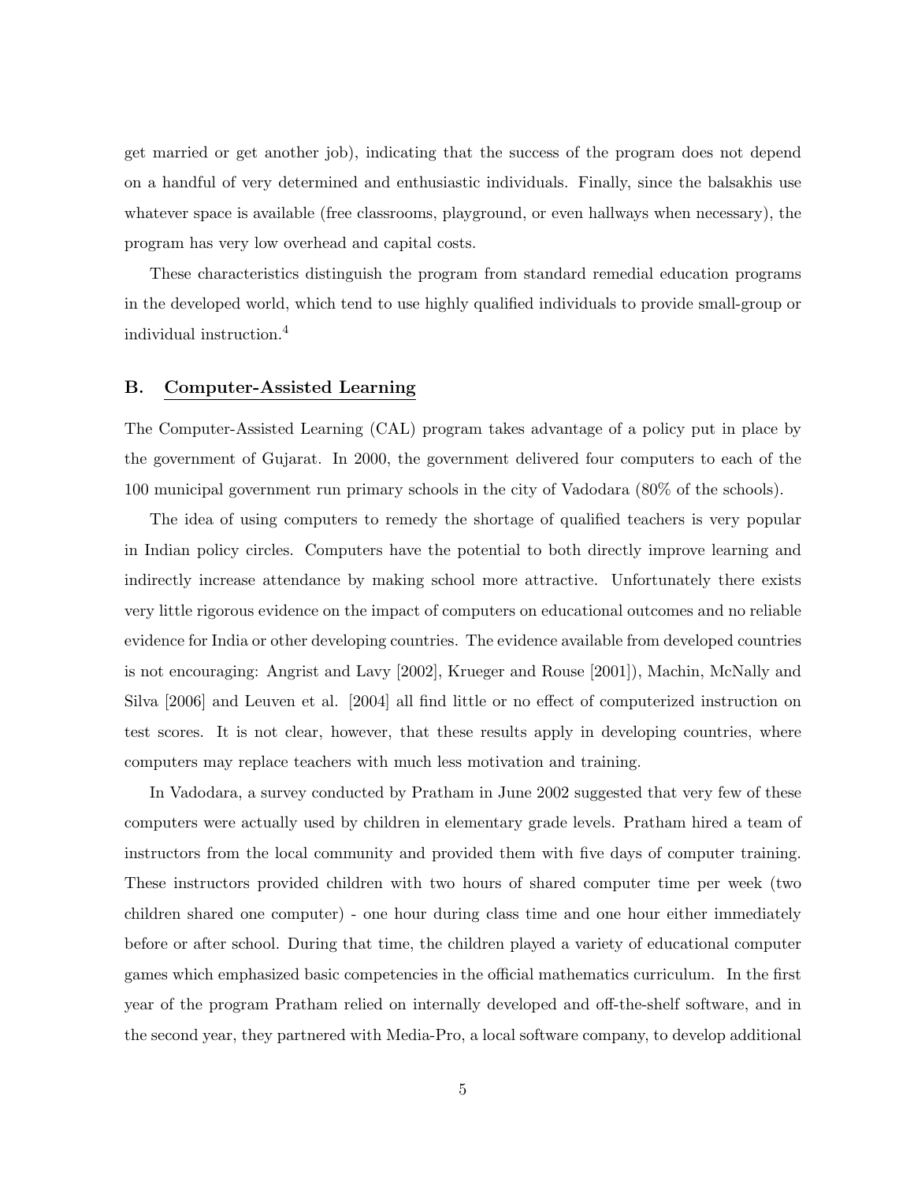get married or get another job), indicating that the success of the program does not depend on a handful of very determined and enthusiastic individuals. Finally, since the balsakhis use whatever space is available (free classrooms, playground, or even hallways when necessary), the program has very low overhead and capital costs.

These characteristics distinguish the program from standard remedial education programs in the developed world, which tend to use highly qualified individuals to provide small-group or individual instruction.[4]

## B. Computer-Assisted Learning

The Computer-Assisted Learning (CAL) program takes advantage of a policy put in place by the government of Gujarat. In 2000, the government delivered four computers to each of the 100 municipal government run primary schools in the city of Vadodara (80% of the schools).

The idea of using computers to remedy the shortage of qualified teachers is very popular in Indian policy circles. Computers have the potential to both directly improve learning and indirectly increase attendance by making school more attractive. Unfortunately there exists very little rigorous evidence on the impact of computers on educational outcomes and no reliable evidence for India or other developing countries. The evidence available from developed countries is not encouraging: Angrist and Lavy [2002], Krueger and Rouse [2001]), Machin, McNally and Silva [2006] and Leuven et al. [2004] all find little or no effect of computerized instruction on test scores. It is not clear, however, that these results apply in developing countries, where computers may replace teachers with much less motivation and training.

In Vadodara, a survey conducted by Pratham in June 2002 suggested that very few of these computers were actually used by children in elementary grade levels. Pratham hired a team of instructors from the local community and provided them with five days of computer training. These instructors provided children with two hours of shared computer time per week (two children shared one computer) - one hour during class time and one hour either immediately before or after school. During that time, the children played a variety of educational computer games which emphasized basic competencies in the official mathematics curriculum. In the first year of the program Pratham relied on internally developed and off-the-shelf software, and in the second year, they partnered with Media-Pro, a local software company, to develop additional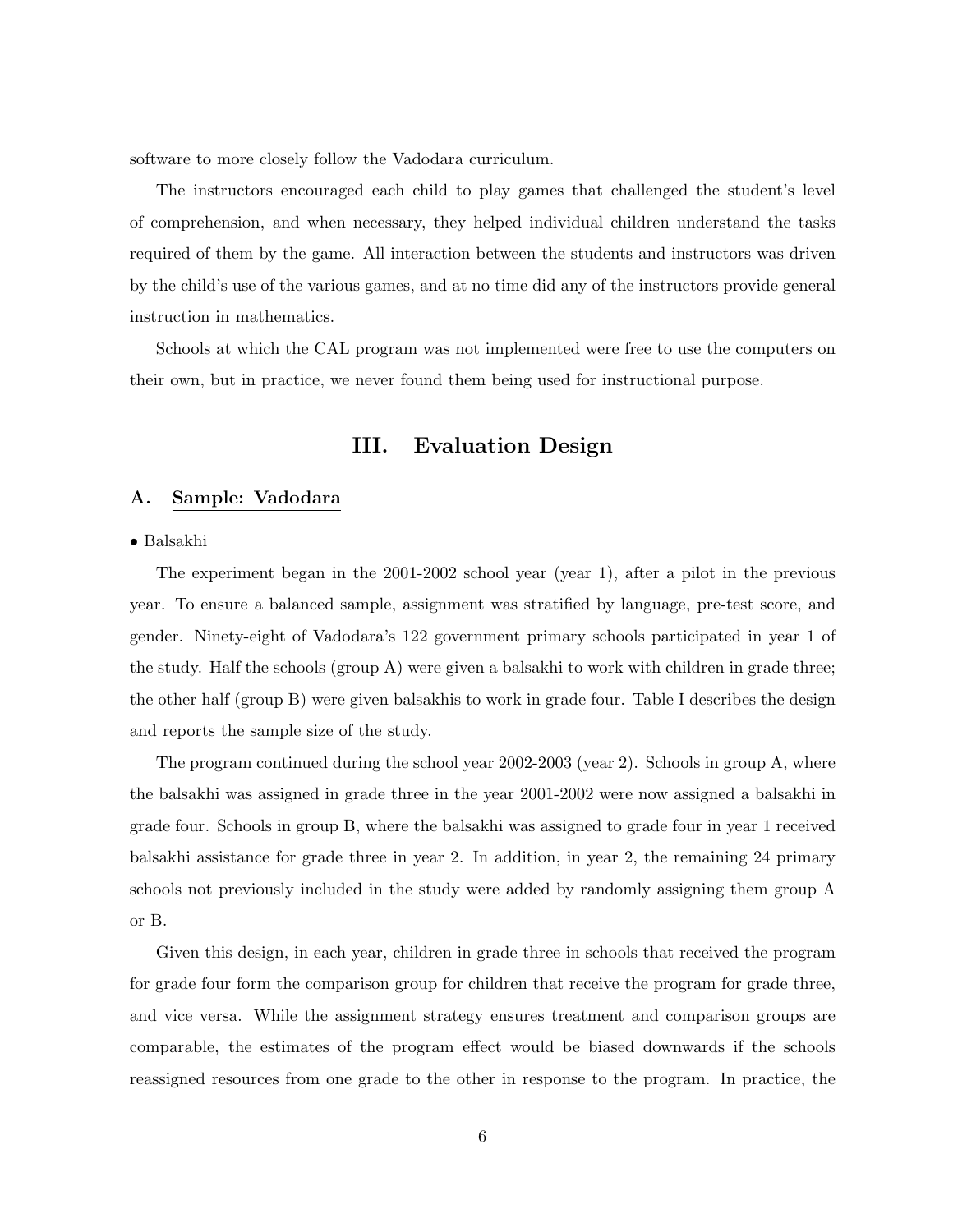software to more closely follow the Vadodara curriculum.

The instructors encouraged each child to play games that challenged the student's level of comprehension, and when necessary, they helped individual children understand the tasks required of them by the game. All interaction between the students and instructors was driven by the child's use of the various games, and at no time did any of the instructors provide general instruction in mathematics.

Schools at which the CAL program was not implemented were free to use the computers on their own, but in practice, we never found them being used for instructional purpose.

## III. Evaluation Design

### A. Sample: Vadodara

• Balsakhi

The experiment began in the 2001-2002 school year (year 1), after a pilot in the previous year. To ensure a balanced sample, assignment was stratified by language, pre-test score, and gender. Ninety-eight of Vadodara's 122 government primary schools participated in year 1 of the study. Half the schools (group A) were given a balsakhi to work with children in grade three; the other half (group B) were given balsakhis to work in grade four. Table I describes the design and reports the sample size of the study.

The program continued during the school year 2002-2003 (year 2). Schools in group A, where the balsakhi was assigned in grade three in the year 2001-2002 were now assigned a balsakhi in grade four. Schools in group B, where the balsakhi was assigned to grade four in year 1 received balsakhi assistance for grade three in year 2. In addition, in year 2, the remaining 24 primary schools not previously included in the study were added by randomly assigning them group A or B.

Given this design, in each year, children in grade three in schools that received the program for grade four form the comparison group for children that receive the program for grade three, and vice versa. While the assignment strategy ensures treatment and comparison groups are comparable, the estimates of the program effect would be biased downwards if the schools reassigned resources from one grade to the other in response to the program. In practice, the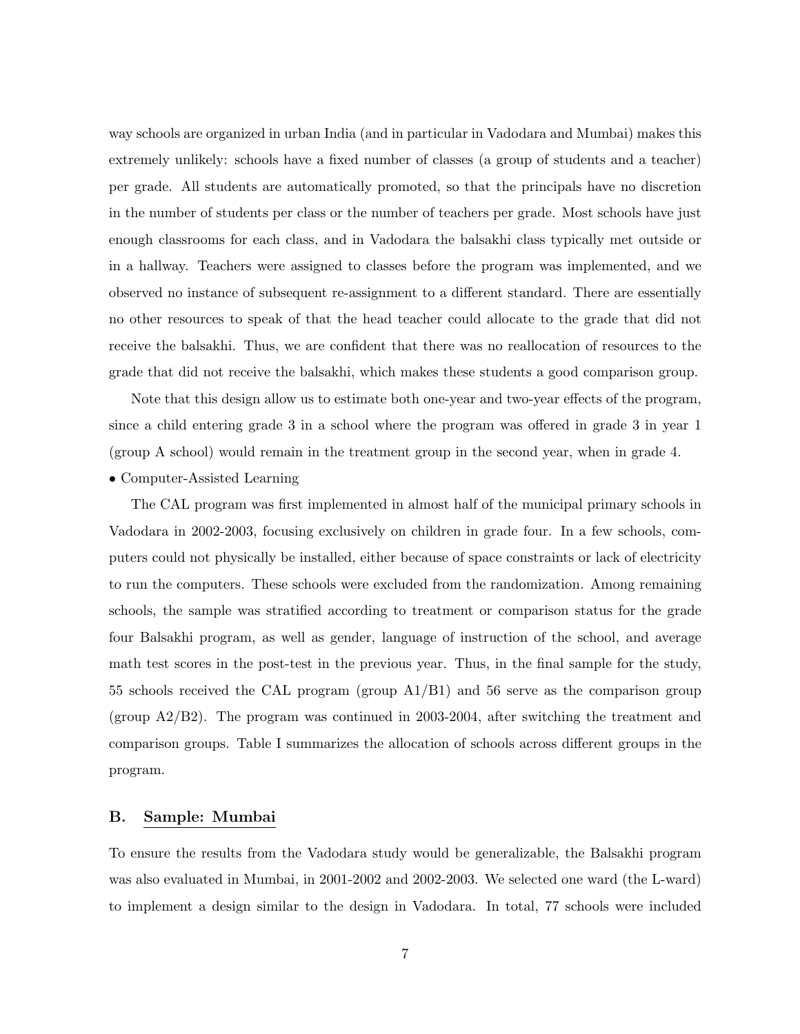way schools are organized in urban India (and in particular in Vadodara and Mumbai) makes this extremely unlikely: schools have a fixed number of classes (a group of students and a teacher) per grade. All students are automatically promoted, so that the principals have no discretion in the number of students per class or the number of teachers per grade. Most schools have just enough classrooms for each class, and in Vadodara the balsakhi class typically met outside or in a hallway. Teachers were assigned to classes before the program was implemented, and we observed no instance of subsequent re-assignment to a different standard. There are essentially no other resources to speak of that the head teacher could allocate to the grade that did not receive the balsakhi. Thus, we are confident that there was no reallocation of resources to the grade that did not receive the balsakhi, which makes these students a good comparison group.

Note that this design allow us to estimate both one-year and two-year effects of the program, since a child entering grade 3 in a school where the program was offered in grade 3 in year 1 (group A school) would remain in the treatment group in the second year, when in grade 4.

- Computer-Assisted Learning

The CAL program was first implemented in almost half of the municipal primary schools in Vadodara in 2002-2003, focusing exclusively on children in grade four. In a few schools, computers could not physically be installed, either because of space constraints or lack of electricity to run the computers. These schools were excluded from the randomization. Among remaining schools, the sample was stratified according to treatment or comparison status for the grade four Balsakhi program, as well as gender, language of instruction of the school, and average math test scores in the post-test in the previous year. Thus, in the final sample for the study, 55 schools received the CAL program (group A1/B1) and 56 serve as the comparison group (group A2/B2). The program was continued in 2003-2004, after switching the treatment and comparison groups. Table I summarizes the allocation of schools across different groups in the program.

### B. Sample: Mumbai

To ensure the results from the Vadodara study would be generalizable, the Balsakhi program was also evaluated in Mumbai, in 2001-2002 and 2002-2003. We selected one ward (the L-ward) to implement a design similar to the design in Vadodara. In total, 77 schools were included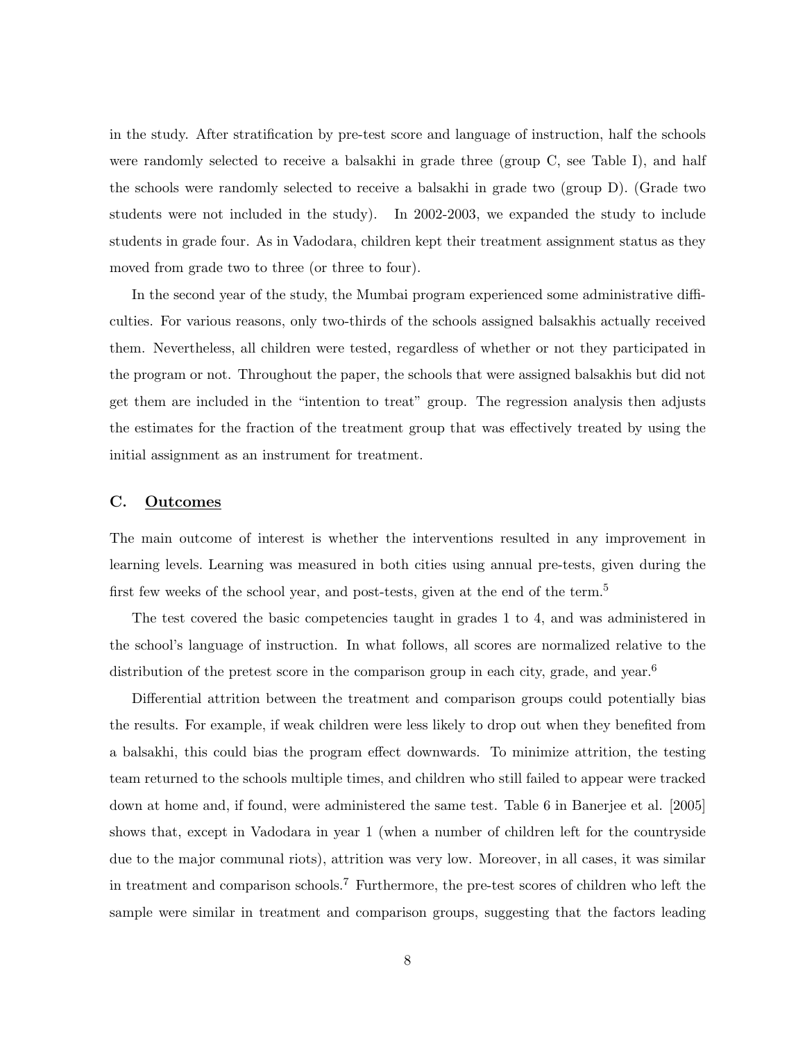in the study. After stratification by pre-test score and language of instruction, half the schools were randomly selected to receive a balsakhi in grade three (group C, see Table I), and half the schools were randomly selected to receive a balsakhi in grade two (group D). (Grade two students were not included in the study). In 2002-2003, we expanded the study to include students in grade four. As in Vadodara, children kept their treatment assignment status as they moved from grade two to three (or three to four).

In the second year of the study, the Mumbai program experienced some administrative difficulties. For various reasons, only two-thirds of the schools assigned balsakhis actually received them. Nevertheless, all children were tested, regardless of whether or not they participated in the program or not. Throughout the paper, the schools that were assigned balsakhis but did not get them are included in the "intention to treat" group. The regression analysis then adjusts the estimates for the fraction of the treatment group that was effectively treated by using the initial assignment as an instrument for treatment.

### C. Outcomes

The main outcome of interest is whether the interventions resulted in any improvement in learning levels. Learning was measured in both cities using annual pre-tests, given during the first few weeks of the school year, and post-tests, given at the end of the term.[5]

The test covered the basic competencies taught in grades 1 to 4, and was administered in the school's language of instruction. In what follows, all scores are normalized relative to the distribution of the pretest score in the comparison group in each city, grade, and year.[6]

Differential attrition between the treatment and comparison groups could potentially bias the results. For example, if weak children were less likely to drop out when they benefited from a balsakhi, this could bias the program effect downwards. To minimize attrition, the testing team returned to the schools multiple times, and children who still failed to appear were tracked down at home and, if found, were administered the same test. Table 6 in Banerjee et al. [2005] shows that, except in Vadodara in year 1 (when a number of children left for the countryside due to the major communal riots), attrition was very low. Moreover, in all cases, it was similar in treatment and comparison schools.[7] Furthermore, the pre-test scores of children who left the sample were similar in treatment and comparison groups, suggesting that the factors leading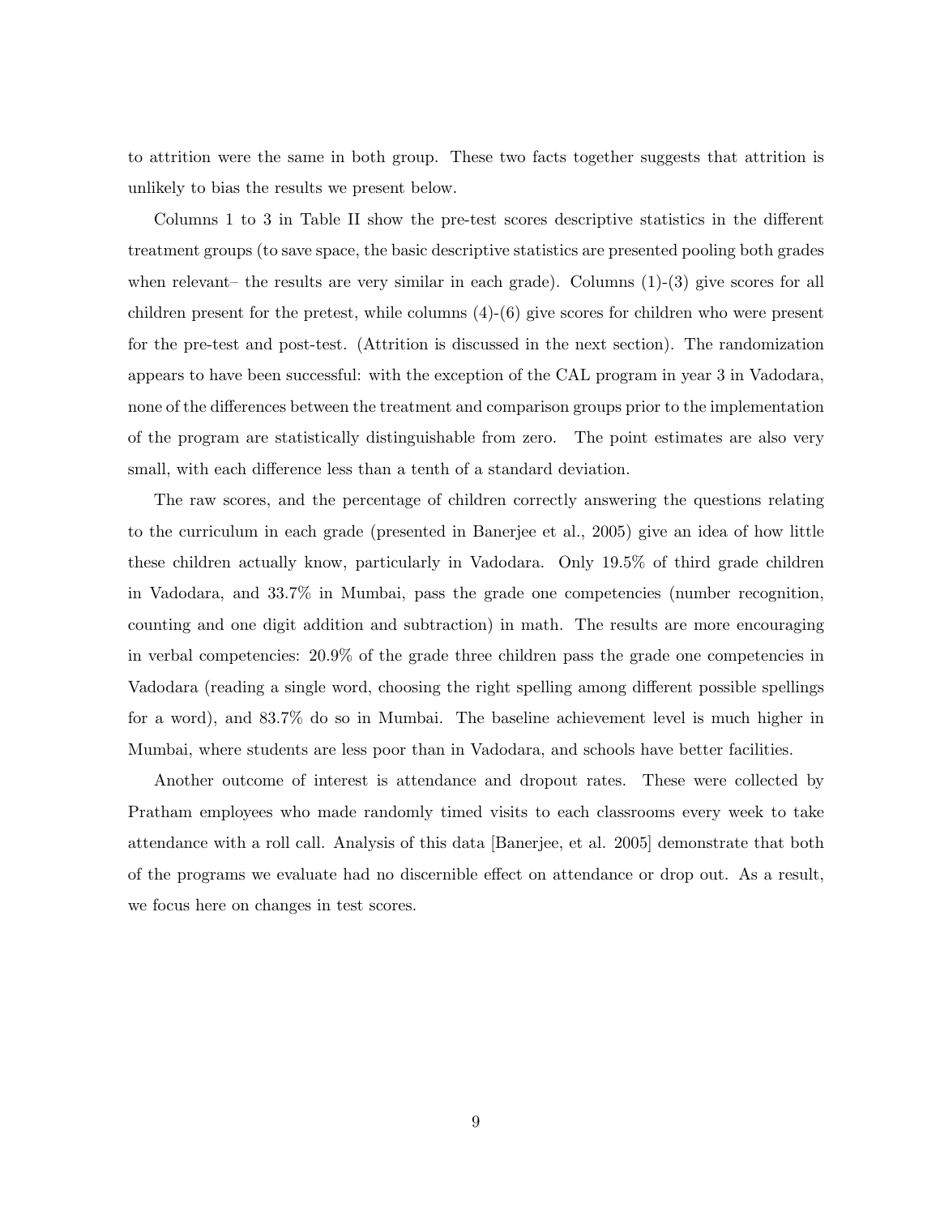to attrition were the same in both group. These two facts together suggests that attrition is unlikely to bias the results we present below.

Columns 1 to 3 in Table II show the pre-test scores descriptive statistics in the different treatment groups (to save space, the basic descriptive statistics are presented pooling both grades when relevant– the results are very similar in each grade). Columns (1)-(3) give scores for all children present for the pretest, while columns (4)-(6) give scores for children who were present for the pre-test and post-test. (Attrition is discussed in the next section). The randomization appears to have been successful: with the exception of the CAL program in year 3 in Vadodara, none of the differences between the treatment and comparison groups prior to the implementation of the program are statistically distinguishable from zero. The point estimates are also very small, with each difference less than a tenth of a standard deviation.

The raw scores, and the percentage of children correctly answering the questions relating to the curriculum in each grade (presented in Banerjee et al., 2005) give an idea of how little these children actually know, particularly in Vadodara. Only 19.5% of third grade children in Vadodara, and 33.7% in Mumbai, pass the grade one competencies (number recognition, counting and one digit addition and subtraction) in math. The results are more encouraging in verbal competencies: 20.9% of the grade three children pass the grade one competencies in Vadodara (reading a single word, choosing the right spelling among different possible spellings for a word), and 83.7% do so in Mumbai. The baseline achievement level is much higher in Mumbai, where students are less poor than in Vadodara, and schools have better facilities.

Another outcome of interest is attendance and dropout rates. These were collected by Pratham employees who made randomly timed visits to each classrooms every week to take attendance with a roll call. Analysis of this data [Banerjee, et al. 2005] demonstrate that both of the programs we evaluate had no discernible effect on attendance or drop out. As a result, we focus here on changes in test scores.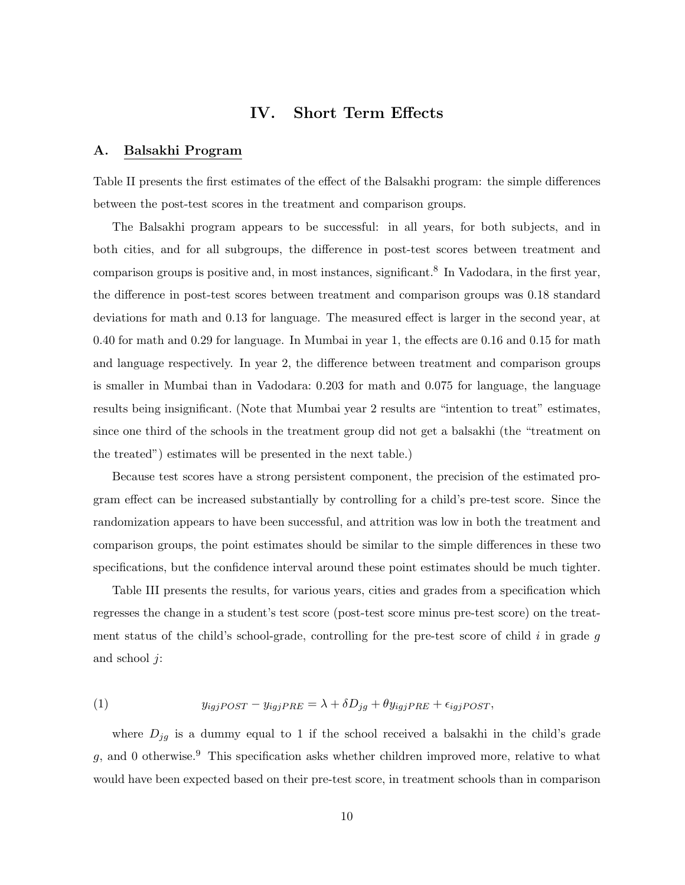# IV. Short Term Effects

## A. Balsakhi Program

Table II presents the first estimates of the effect of the Balsakhi program: the simple differences between the post-test scores in the treatment and comparison groups.

The Balsakhi program appears to be successful: in all years, for both subjects, and in both cities, and for all subgroups, the difference in post-test scores between treatment and comparison groups is positive and, in most instances, significant.[8] In Vadodara, in the first year, the difference in post-test scores between treatment and comparison groups was 0.18 standard deviations for math and 0.13 for language. The measured effect is larger in the second year, at 0.40 for math and 0.29 for language. In Mumbai in year 1, the effects are 0.16 and 0.15 for math and language respectively. In year 2, the difference between treatment and comparison groups is smaller in Mumbai than in Vadodara: 0.203 for math and 0.075 for language, the language results being insignificant. (Note that Mumbai year 2 results are "intention to treat" estimates, since one third of the schools in the treatment group did not get a balsakhi (the "treatment on the treated") estimates will be presented in the next table.)

Because test scores have a strong persistent component, the precision of the estimated program effect can be increased substantially by controlling for a child's pre-test score. Since the randomization appears to have been successful, and attrition was low in both the treatment and comparison groups, the point estimates should be similar to the simple differences in these two specifications, but the confidence interval around these point estimates should be much tighter.

Table III presents the results, for various years, cities and grades from a specification which regresses the change in a student's test score (post-test score minus pre-test score) on the treatment status of the child's school-grade, controlling for the pre-test score of child $i$ in grade $g$ and school $j$:

$$y_{igjPOST} - y_{igjPRE} = \lambda + \delta D_{jg} + \theta y_{igjPRE} + \epsilon_{igjPOST}, \tag{1}$$

where $D_{jg}$ is a dummy equal to 1 if the school received a balsakhi in the child's grade $g$, and 0 otherwise.[9] This specification asks whether children improved more, relative to what would have been expected based on their pre-test score, in treatment schools than in comparison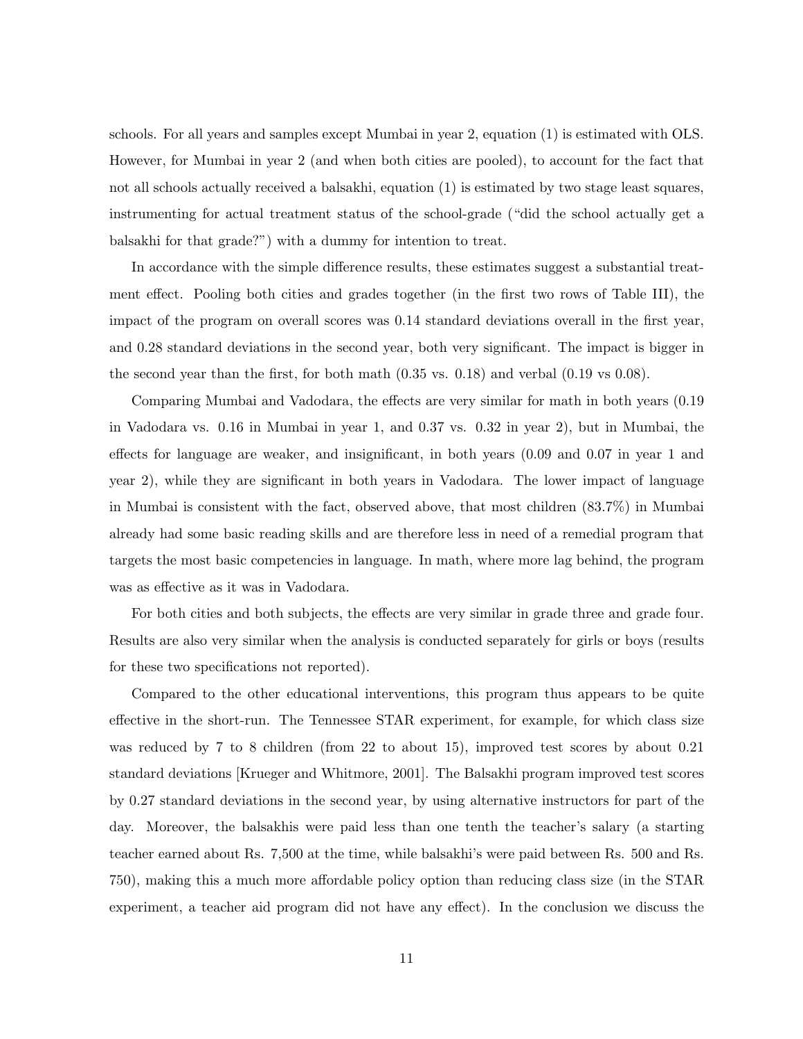schools. For all years and samples except Mumbai in year 2, equation (1) is estimated with OLS. However, for Mumbai in year 2 (and when both cities are pooled), to account for the fact that not all schools actually received a balsakhi, equation (1) is estimated by two stage least squares, instrumenting for actual treatment status of the school-grade ("did the school actually get a balsakhi for that grade?") with a dummy for intention to treat.

In accordance with the simple difference results, these estimates suggest a substantial treatment effect. Pooling both cities and grades together (in the first two rows of Table III), the impact of the program on overall scores was 0.14 standard deviations overall in the first year, and 0.28 standard deviations in the second year, both very significant. The impact is bigger in the second year than the first, for both math (0.35 vs. 0.18) and verbal (0.19 vs 0.08).

Comparing Mumbai and Vadodara, the effects are very similar for math in both years (0.19 in Vadodara vs. 0.16 in Mumbai in year 1, and 0.37 vs. 0.32 in year 2), but in Mumbai, the effects for language are weaker, and insignificant, in both years (0.09 and 0.07 in year 1 and year 2), while they are significant in both years in Vadodara. The lower impact of language in Mumbai is consistent with the fact, observed above, that most children (83.7%) in Mumbai already had some basic reading skills and are therefore less in need of a remedial program that targets the most basic competencies in language. In math, where more lag behind, the program was as effective as it was in Vadodara.

For both cities and both subjects, the effects are very similar in grade three and grade four. Results are also very similar when the analysis is conducted separately for girls or boys (results for these two specifications not reported).

Compared to the other educational interventions, this program thus appears to be quite effective in the short-run. The Tennessee STAR experiment, for example, for which class size was reduced by 7 to 8 children (from 22 to about 15), improved test scores by about 0.21 standard deviations [Krueger and Whitmore, 2001]. The Balsakhi program improved test scores by 0.27 standard deviations in the second year, by using alternative instructors for part of the day. Moreover, the balsakhis were paid less than one tenth the teacher's salary (a starting teacher earned about Rs. 7,500 at the time, while balsakhi's were paid between Rs. 500 and Rs. 750), making this a much more affordable policy option than reducing class size (in the STAR experiment, a teacher aid program did not have any effect). In the conclusion we discuss the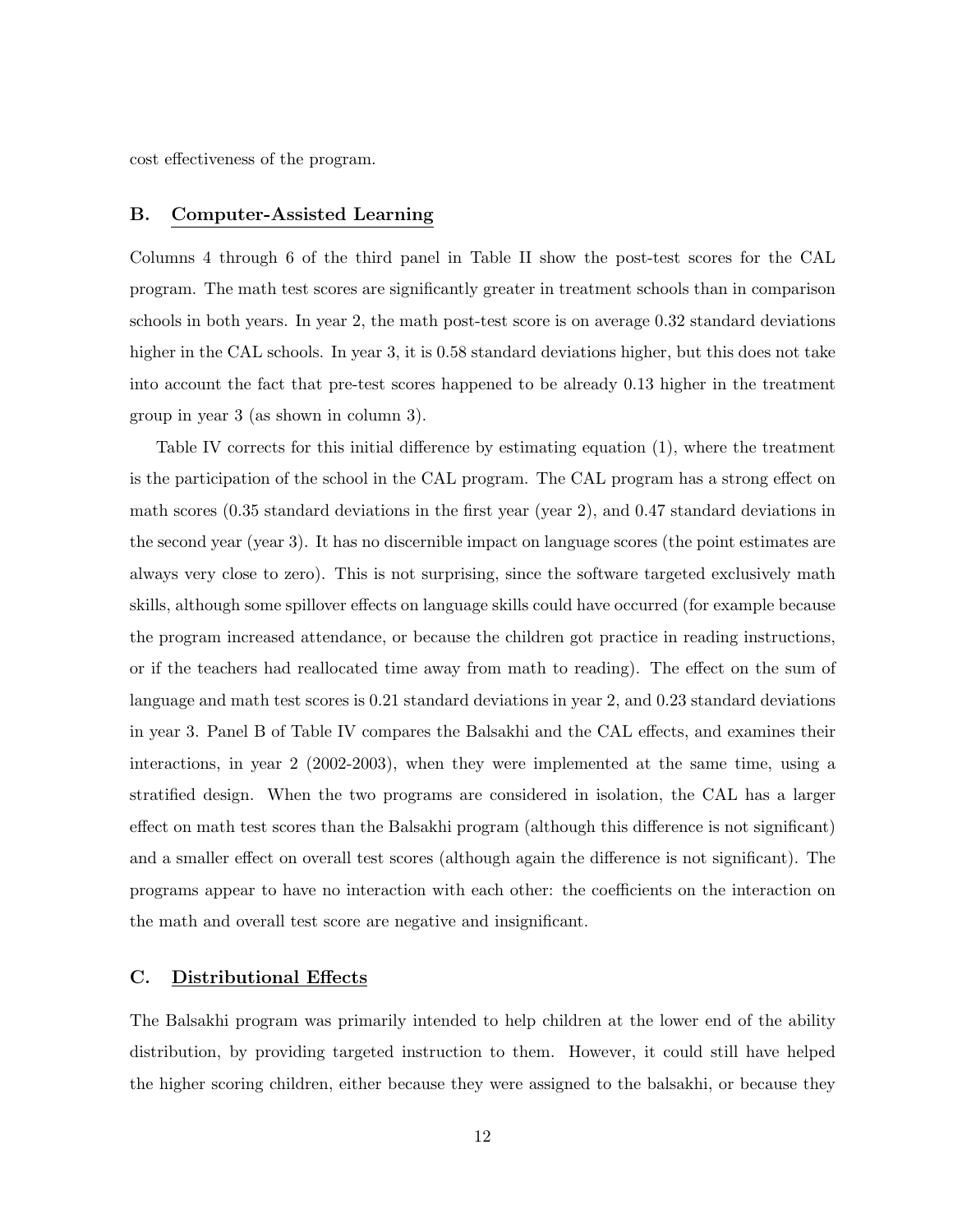cost effectiveness of the program.

### B. Computer-Assisted Learning

Columns 4 through 6 of the third panel in Table II show the post-test scores for the CAL program. The math test scores are significantly greater in treatment schools than in comparison schools in both years. In year 2, the math post-test score is on average 0.32 standard deviations higher in the CAL schools. In year 3, it is 0.58 standard deviations higher, but this does not take into account the fact that pre-test scores happened to be already 0.13 higher in the treatment group in year 3 (as shown in column 3).

Table IV corrects for this initial difference by estimating equation (1), where the treatment is the participation of the school in the CAL program. The CAL program has a strong effect on math scores (0.35 standard deviations in the first year (year 2), and 0.47 standard deviations in the second year (year 3). It has no discernible impact on language scores (the point estimates are always very close to zero). This is not surprising, since the software targeted exclusively math skills, although some spillover effects on language skills could have occurred (for example because the program increased attendance, or because the children got practice in reading instructions, or if the teachers had reallocated time away from math to reading). The effect on the sum of language and math test scores is 0.21 standard deviations in year 2, and 0.23 standard deviations in year 3. Panel B of Table IV compares the Balsakhi and the CAL effects, and examines their interactions, in year 2 (2002-2003), when they were implemented at the same time, using a stratified design. When the two programs are considered in isolation, the CAL has a larger effect on math test scores than the Balsakhi program (although this difference is not significant) and a smaller effect on overall test scores (although again the difference is not significant). The programs appear to have no interaction with each other: the coefficients on the interaction on the math and overall test score are negative and insignificant.

### C. Distributional Effects

The Balsakhi program was primarily intended to help children at the lower end of the ability distribution, by providing targeted instruction to them. However, it could still have helped the higher scoring children, either because they were assigned to the balsakhi, or because they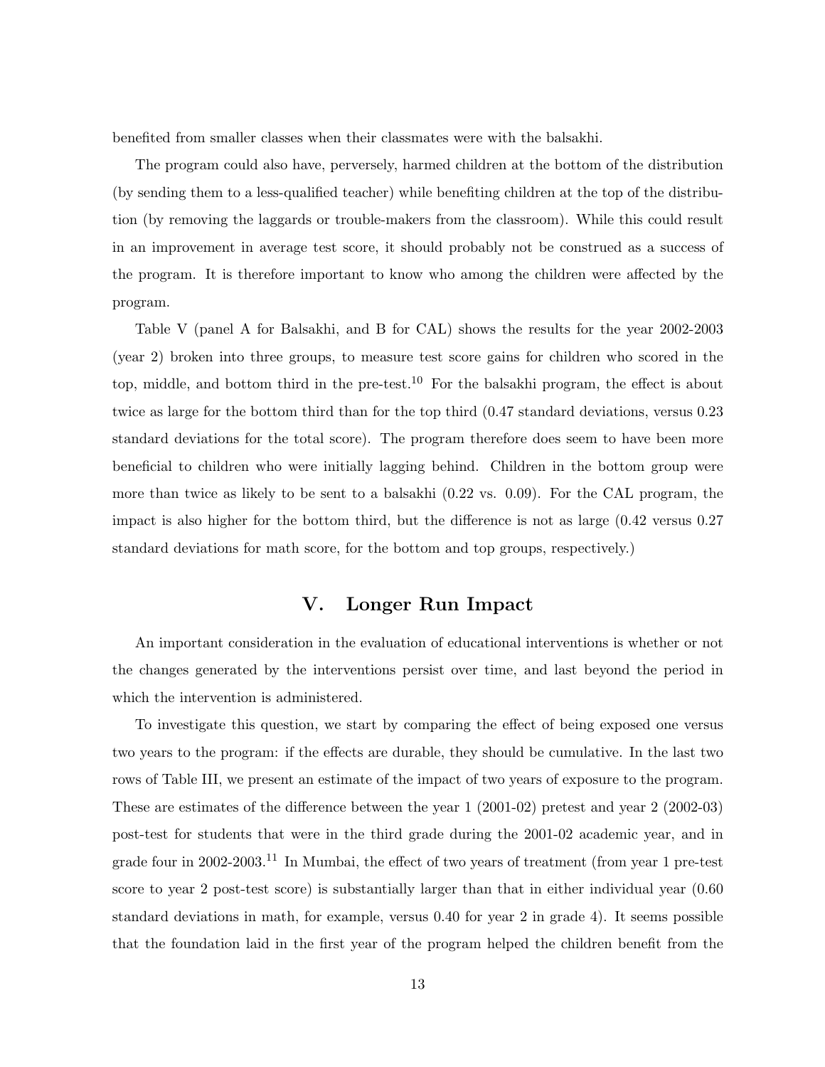benefited from smaller classes when their classmates were with the balsakhi.

The program could also have, perversely, harmed children at the bottom of the distribution (by sending them to a less-qualified teacher) while benefiting children at the top of the distribution (by removing the laggards or trouble-makers from the classroom). While this could result in an improvement in average test score, it should probably not be construed as a success of the program. It is therefore important to know who among the children were affected by the program.

Table V (panel A for Balsakhi, and B for CAL) shows the results for the year 2002-2003 (year 2) broken into three groups, to measure test score gains for children who scored in the top, middle, and bottom third in the pre-test.[10] For the balsakhi program, the effect is about twice as large for the bottom third than for the top third (0.47 standard deviations, versus 0.23 standard deviations for the total score). The program therefore does seem to have been more beneficial to children who were initially lagging behind. Children in the bottom group were more than twice as likely to be sent to a balsakhi (0.22 vs. 0.09). For the CAL program, the impact is also higher for the bottom third, but the difference is not as large (0.42 versus 0.27 standard deviations for math score, for the bottom and top groups, respectively.)

## V. Longer Run Impact

An important consideration in the evaluation of educational interventions is whether or not the changes generated by the interventions persist over time, and last beyond the period in which the intervention is administered.

To investigate this question, we start by comparing the effect of being exposed one versus two years to the program: if the effects are durable, they should be cumulative. In the last two rows of Table III, we present an estimate of the impact of two years of exposure to the program. These are estimates of the difference between the year 1 (2001-02) pretest and year 2 (2002-03) post-test for students that were in the third grade during the 2001-02 academic year, and in grade four in 2002-2003.[11] In Mumbai, the effect of two years of treatment (from year 1 pre-test score to year 2 post-test score) is substantially larger than that in either individual year (0.60 standard deviations in math, for example, versus 0.40 for year 2 in grade 4). It seems possible that the foundation laid in the first year of the program helped the children benefit from the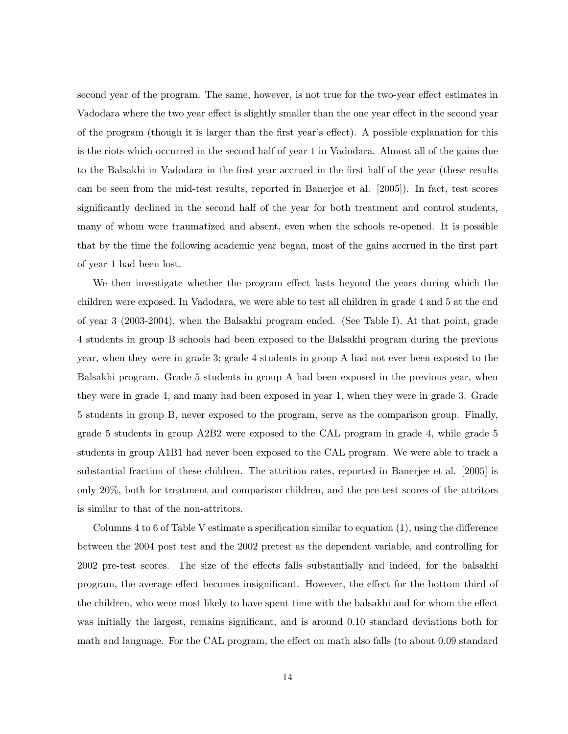second year of the program. The same, however, is not true for the two-year effect estimates in Vadodara where the two year effect is slightly smaller than the one year effect in the second year of the program (though it is larger than the first year's effect). A possible explanation for this is the riots which occurred in the second half of year 1 in Vadodara. Almost all of the gains due to the Balsakhi in Vadodara in the first year accrued in the first half of the year (these results can be seen from the mid-test results, reported in Banerjee et al. [2005]). In fact, test scores significantly declined in the second half of the year for both treatment and control students, many of whom were traumatized and absent, even when the schools re-opened. It is possible that by the time the following academic year began, most of the gains accrued in the first part of year 1 had been lost.

We then investigate whether the program effect lasts beyond the years during which the children were exposed. In Vadodara, we were able to test all children in grade 4 and 5 at the end of year 3 (2003-2004), when the Balsakhi program ended. (See Table I). At that point, grade 4 students in group B schools had been exposed to the Balsakhi program during the previous year, when they were in grade 3; grade 4 students in group A had not ever been exposed to the Balsakhi program. Grade 5 students in group A had been exposed in the previous year, when they were in grade 4, and many had been exposed in year 1, when they were in grade 3. Grade 5 students in group B, never exposed to the program, serve as the comparison group. Finally, grade 5 students in group A2B2 were exposed to the CAL program in grade 4, while grade 5 students in group A1B1 had never been exposed to the CAL program. We were able to track a substantial fraction of these children. The attrition rates, reported in Banerjee et al. [2005] is only 20%, both for treatment and comparison children, and the pre-test scores of the attritors is similar to that of the non-attritors.

Columns 4 to 6 of Table V estimate a specification similar to equation (1), using the difference between the 2004 post test and the 2002 pretest as the dependent variable, and controlling for 2002 pre-test scores. The size of the effects falls substantially and indeed, for the balsakhi program, the average effect becomes insignificant. However, the effect for the bottom third of the children, who were most likely to have spent time with the balsakhi and for whom the effect was initially the largest, remains significant, and is around 0.10 standard deviations both for math and language. For the CAL program, the effect on math also falls (to about 0.09 standard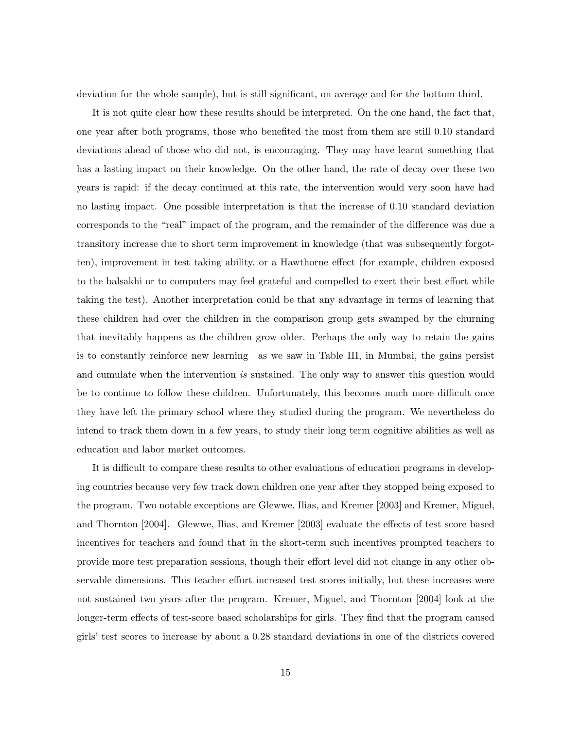deviation for the whole sample), but is still significant, on average and for the bottom third.

It is not quite clear how these results should be interpreted. On the one hand, the fact that, one year after both programs, those who benefited the most from them are still 0.10 standard deviations ahead of those who did not, is encouraging. They may have learnt something that has a lasting impact on their knowledge. On the other hand, the rate of decay over these two years is rapid: if the decay continued at this rate, the intervention would very soon have had no lasting impact. One possible interpretation is that the increase of 0.10 standard deviation corresponds to the "real" impact of the program, and the remainder of the difference was due a transitory increase due to short term improvement in knowledge (that was subsequently forgotten), improvement in test taking ability, or a Hawthorne effect (for example, children exposed to the balsakhi or to computers may feel grateful and compelled to exert their best effort while taking the test). Another interpretation could be that any advantage in terms of learning that these children had over the children in the comparison group gets swamped by the churning that inevitably happens as the children grow older. Perhaps the only way to retain the gains is to constantly reinforce new learning—as we saw in Table III, in Mumbai, the gains persist and cumulate when the intervention *is* sustained. The only way to answer this question would be to continue to follow these children. Unfortunately, this becomes much more difficult once they have left the primary school where they studied during the program. We nevertheless do intend to track them down in a few years, to study their long term cognitive abilities as well as education and labor market outcomes.

It is difficult to compare these results to other evaluations of education programs in developing countries because very few track down children one year after they stopped being exposed to the program. Two notable exceptions are Glewwe, Ilias, and Kremer [2003] and Kremer, Miguel, and Thornton [2004]. Glewwe, Ilias, and Kremer [2003] evaluate the effects of test score based incentives for teachers and found that in the short-term such incentives prompted teachers to provide more test preparation sessions, though their effort level did not change in any other observable dimensions. This teacher effort increased test scores initially, but these increases were not sustained two years after the program. Kremer, Miguel, and Thornton [2004] look at the longer-term effects of test-score based scholarships for girls. They find that the program caused girls' test scores to increase by about a 0.28 standard deviations in one of the districts covered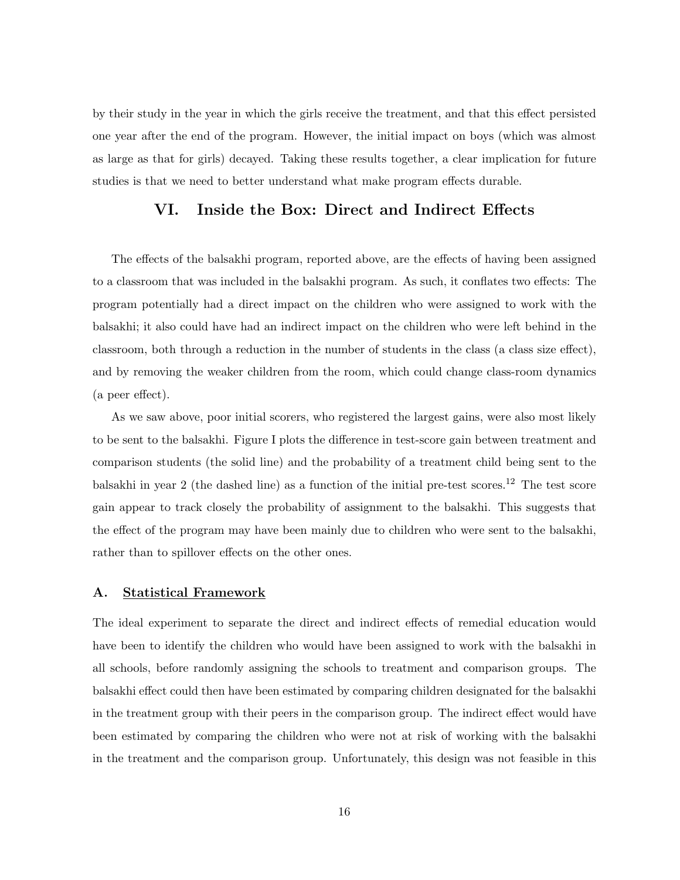by their study in the year in which the girls receive the treatment, and that this effect persisted one year after the end of the program. However, the initial impact on boys (which was almost as large as that for girls) decayed. Taking these results together, a clear implication for future studies is that we need to better understand what make program effects durable.

# VI. Inside the Box: Direct and Indirect Effects

The effects of the balsakhi program, reported above, are the effects of having been assigned to a classroom that was included in the balsakhi program. As such, it conflates two effects: The program potentially had a direct impact on the children who were assigned to work with the balsakhi; it also could have had an indirect impact on the children who were left behind in the classroom, both through a reduction in the number of students in the class (a class size effect), and by removing the weaker children from the room, which could change class-room dynamics (a peer effect).

As we saw above, poor initial scorers, who registered the largest gains, were also most likely to be sent to the balsakhi. Figure I plots the difference in test-score gain between treatment and comparison students (the solid line) and the probability of a treatment child being sent to the balsakhi in year 2 (the dashed line) as a function of the initial pre-test scores.[12] The test score gain appear to track closely the probability of assignment to the balsakhi. This suggests that the effect of the program may have been mainly due to children who were sent to the balsakhi, rather than to spillover effects on the other ones.

## A. Statistical Framework

The ideal experiment to separate the direct and indirect effects of remedial education would have been to identify the children who would have been assigned to work with the balsakhi in all schools, before randomly assigning the schools to treatment and comparison groups. The balsakhi effect could then have been estimated by comparing children designated for the balsakhi in the treatment group with their peers in the comparison group. The indirect effect would have been estimated by comparing the children who were not at risk of working with the balsakhi in the treatment and the comparison group. Unfortunately, this design was not feasible in this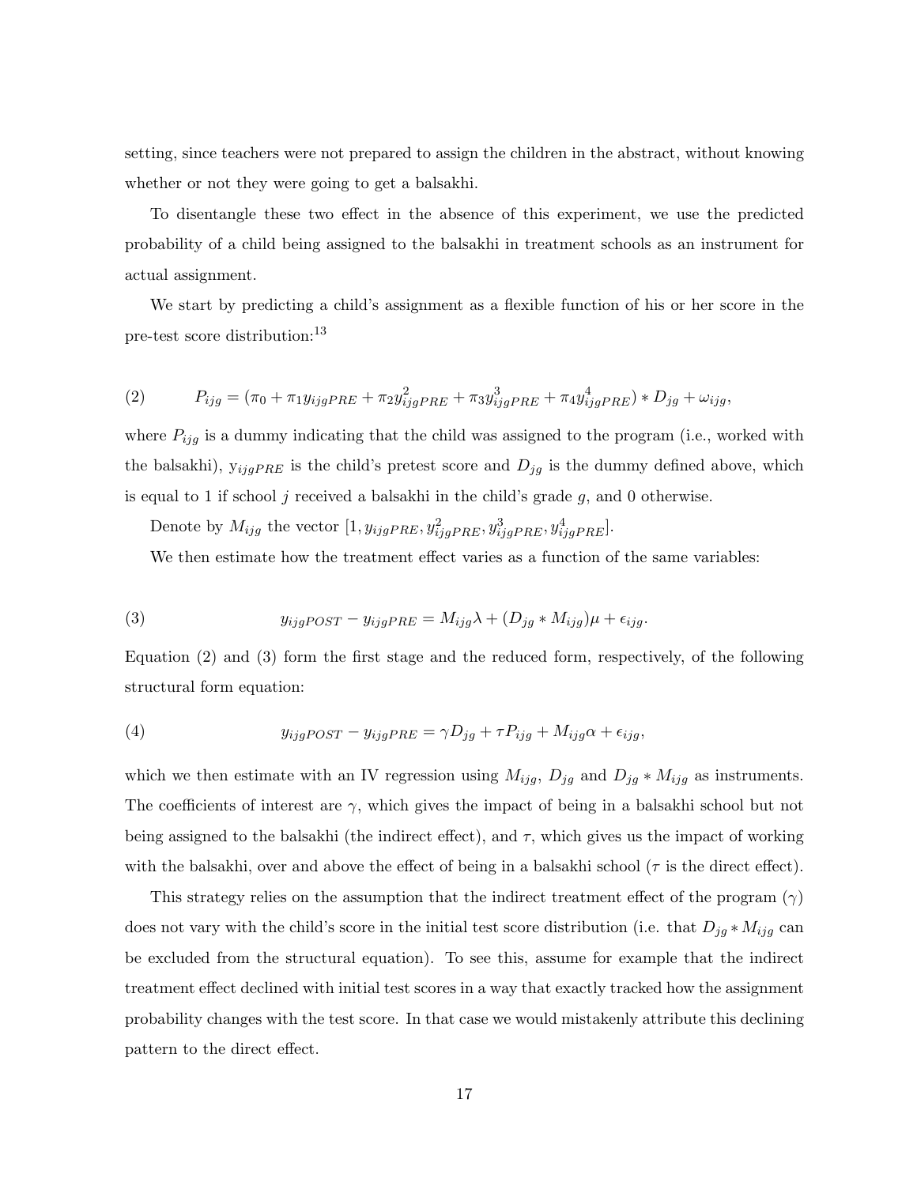setting, since teachers were not prepared to assign the children in the abstract, without knowing whether or not they were going to get a balsakhi.

To disentangle these two effect in the absence of this experiment, we use the predicted probability of a child being assigned to the balsakhi in treatment schools as an instrument for actual assignment.

We start by predicting a child's assignment as a flexible function of his or her score in the pre-test score distribution:[13]

$$(2) \qquad P_{ijg} = (\pi_0 + \pi_1 y_{ijgPRE} + \pi_2 y_{ijgPRE}^2 + \pi_3 y_{ijgPRE}^3 + \pi_4 y_{ijgPRE}^4) * D_{jg} + \omega_{ijg},$$

where $P_{ijg}$ is a dummy indicating that the child was assigned to the program (i.e., worked with the balsakhi), $y_{ijgPRE}$ is the child's pretest score and $D_{jg}$ is the dummy defined above, which is equal to 1 if school $j$ received a balsakhi in the child's grade $g$, and 0 otherwise.

Denote by $M_{ijg}$ the vector $[1, y_{ijgPRE}, y_{ijgPRE}^2, y_{ijgPRE}^3, y_{ijgPRE}^4]$.

We then estimate how the treatment effect varies as a function of the same variables:

$$(3) \qquad y_{ijgPOST} - y_{ijgPRE} = M_{ijg}\lambda + (D_{jg} * M_{ijg})\mu + \epsilon_{ijg}.$$

Equation (2) and (3) form the first stage and the reduced form, respectively, of the following structural form equation:

$$(4) \qquad y_{ijgPOST} - y_{ijgPRE} = \gamma D_{jg} + \tau P_{ijg} + M_{ijg}\alpha + \epsilon_{ijg},$$

which we then estimate with an IV regression using $M_{ijg}$, $D_{jg}$ and $D_{jg} * M_{ijg}$ as instruments. The coefficients of interest are $\gamma$, which gives the impact of being in a balsakhi school but not being assigned to the balsakhi (the indirect effect), and $\tau$, which gives us the impact of working with the balsakhi, over and above the effect of being in a balsakhi school ($\tau$ is the direct effect).

This strategy relies on the assumption that the indirect treatment effect of the program ($\gamma$) does not vary with the child's score in the initial test score distribution (i.e. that $D_{jg} * M_{ijg}$ can be excluded from the structural equation). To see this, assume for example that the indirect treatment effect declined with initial test scores in a way that exactly tracked how the assignment probability changes with the test score. In that case we would mistakenly attribute this declining pattern to the direct effect.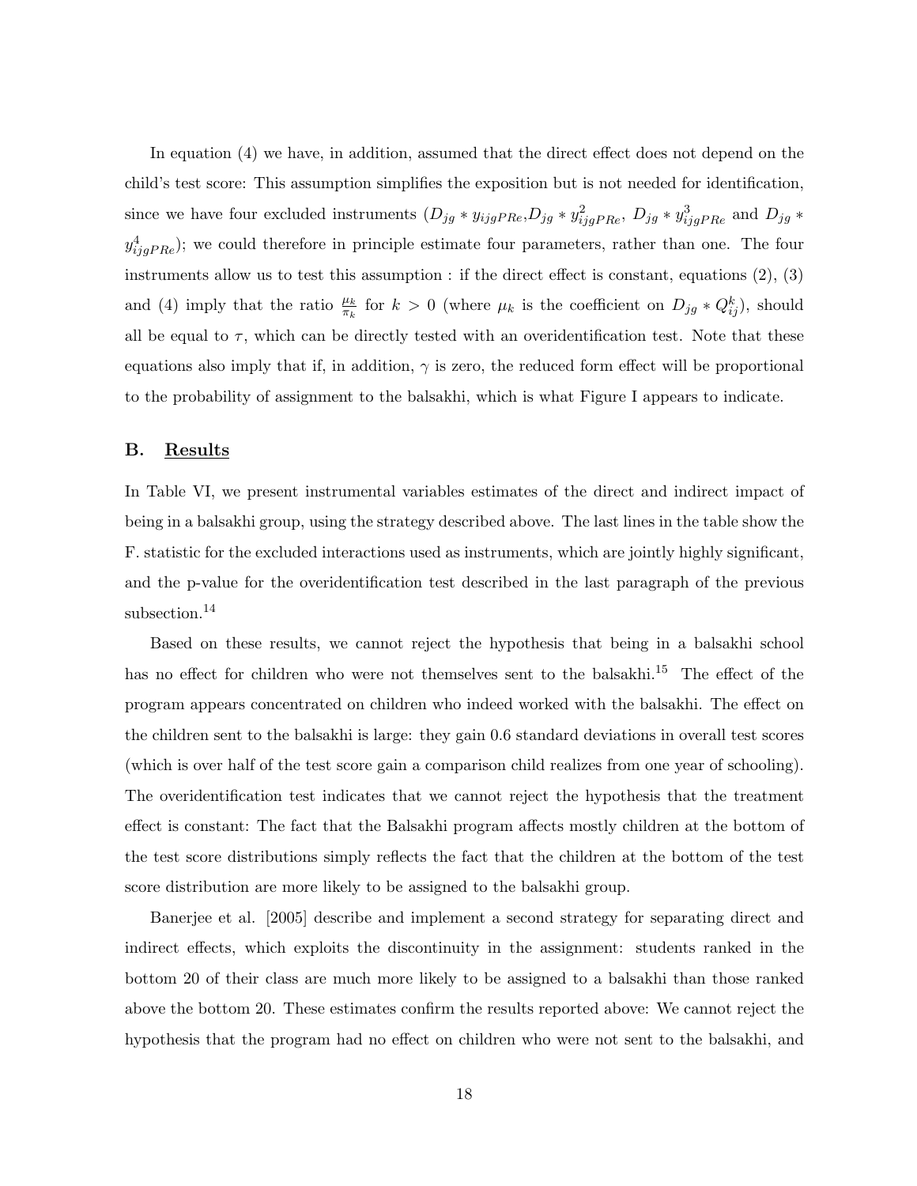In equation (4) we have, in addition, assumed that the direct effect does not depend on the child's test score: This assumption simplifies the exposition but is not needed for identification, since we have four excluded instruments ($D_{jg} * y_{ijgPRe}$,$D_{jg} * y^2_{ijgPRe}$, $D_{jg} * y^3_{ijgPRe}$ and $D_{jg} * y^4_{ijgPRe}$); we could therefore in principle estimate four parameters, rather than one. The four instruments allow us to test this assumption : if the direct effect is constant, equations (2), (3) and (4) imply that the ratio $\frac{\mu_k}{\pi_k}$ for $k > 0$ (where $\mu_k$ is the coefficient on $D_{jg} * Q^k_{ij}$), should all be equal to $\tau$, which can be directly tested with an overidentification test. Note that these equations also imply that if, in addition, $\gamma$ is zero, the reduced form effect will be proportional to the probability of assignment to the balsakhi, which is what Figure I appears to indicate.

### B. Results

In Table VI, we present instrumental variables estimates of the direct and indirect impact of being in a balsakhi group, using the strategy described above. The last lines in the table show the F. statistic for the excluded interactions used as instruments, which are jointly highly significant, and the p-value for the overidentification test described in the last paragraph of the previous subsection.[14]

Based on these results, we cannot reject the hypothesis that being in a balsakhi school has no effect for children who were not themselves sent to the balsakhi.[15] The effect of the program appears concentrated on children who indeed worked with the balsakhi. The effect on the children sent to the balsakhi is large: they gain 0.6 standard deviations in overall test scores (which is over half of the test score gain a comparison child realizes from one year of schooling). The overidentification test indicates that we cannot reject the hypothesis that the treatment effect is constant: The fact that the Balsakhi program affects mostly children at the bottom of the test score distributions simply reflects the fact that the children at the bottom of the test score distribution are more likely to be assigned to the balsakhi group.

Banerjee et al. [2005] describe and implement a second strategy for separating direct and indirect effects, which exploits the discontinuity in the assignment: students ranked in the bottom 20 of their class are much more likely to be assigned to a balsakhi than those ranked above the bottom 20. These estimates confirm the results reported above: We cannot reject the hypothesis that the program had no effect on children who were not sent to the balsakhi, and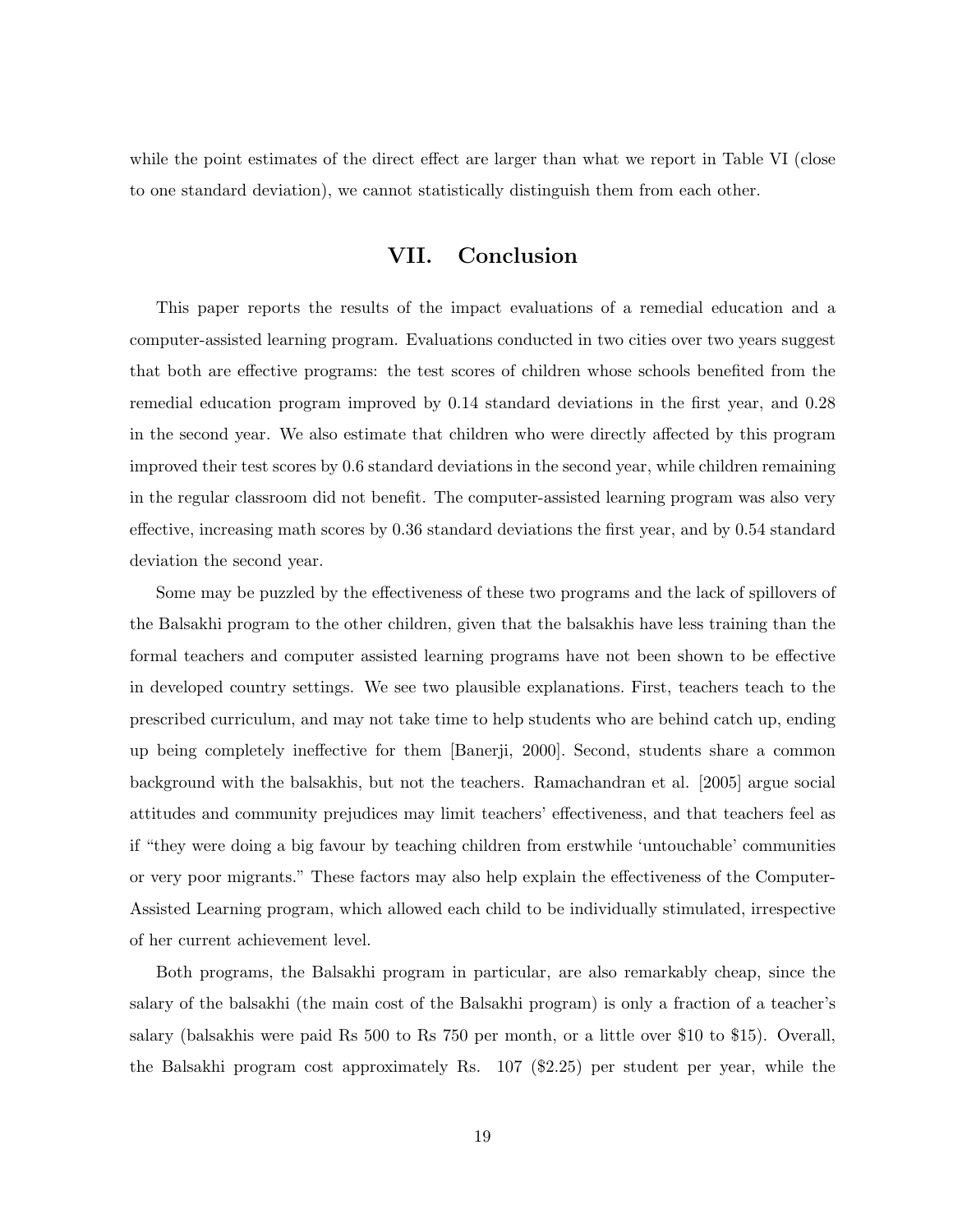while the point estimates of the direct effect are larger than what we report in Table VI (close to one standard deviation), we cannot statistically distinguish them from each other.

## VII. Conclusion

This paper reports the results of the impact evaluations of a remedial education and a computer-assisted learning program. Evaluations conducted in two cities over two years suggest that both are effective programs: the test scores of children whose schools benefited from the remedial education program improved by 0.14 standard deviations in the first year, and 0.28 in the second year. We also estimate that children who were directly affected by this program improved their test scores by 0.6 standard deviations in the second year, while children remaining in the regular classroom did not benefit. The computer-assisted learning program was also very effective, increasing math scores by 0.36 standard deviations the first year, and by 0.54 standard deviation the second year.

Some may be puzzled by the effectiveness of these two programs and the lack of spillovers of the Balsakhi program to the other children, given that the balsakhis have less training than the formal teachers and computer assisted learning programs have not been shown to be effective in developed country settings. We see two plausible explanations. First, teachers teach to the prescribed curriculum, and may not take time to help students who are behind catch up, ending up being completely ineffective for them [Banerji, 2000]. Second, students share a common background with the balsakhis, but not the teachers. Ramachandran et al. [2005] argue social attitudes and community prejudices may limit teachers' effectiveness, and that teachers feel as if "they were doing a big favour by teaching children from erstwhile 'untouchable' communities or very poor migrants." These factors may also help explain the effectiveness of the Computer-Assisted Learning program, which allowed each child to be individually stimulated, irrespective of her current achievement level.

Both programs, the Balsakhi program in particular, are also remarkably cheap, since the salary of the balsakhi (the main cost of the Balsakhi program) is only a fraction of a teacher's salary (balsakhis were paid Rs 500 to Rs 750 per month, or a little over $10 to $15). Overall, the Balsakhi program cost approximately Rs. 107 ($2.25) per student per year, while the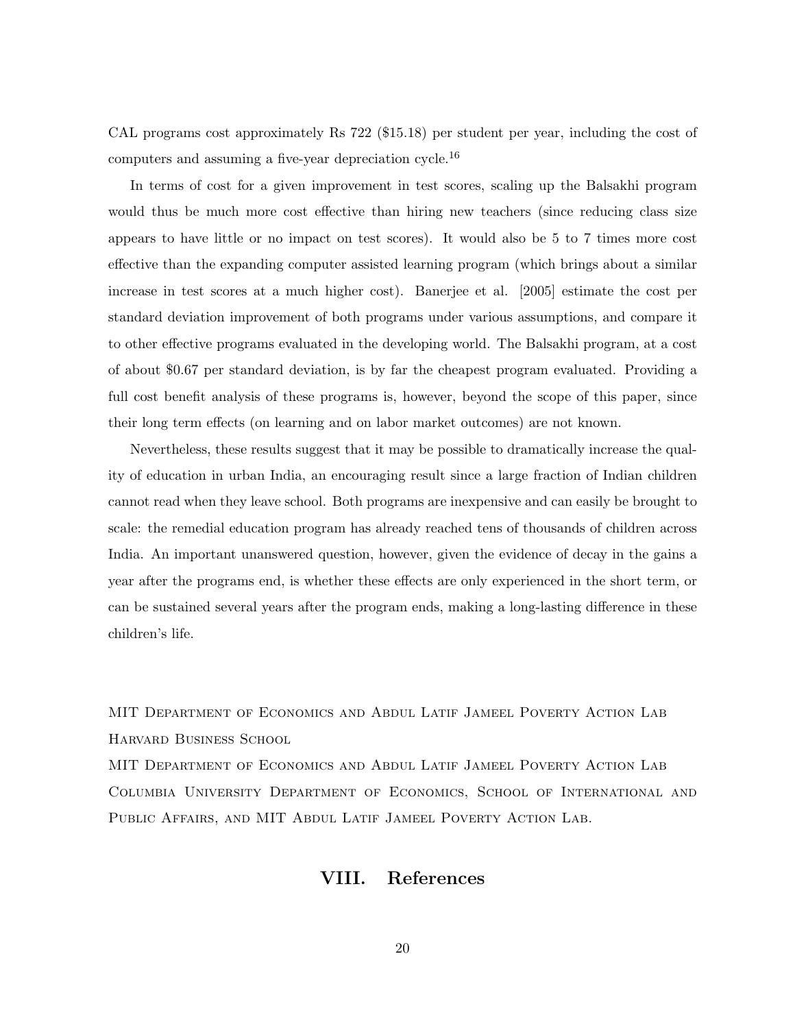CAL programs cost approximately Rs 722 ($15.18) per student per year, including the cost of computers and assuming a five-year depreciation cycle.[16]

In terms of cost for a given improvement in test scores, scaling up the Balsakhi program would thus be much more cost effective than hiring new teachers (since reducing class size appears to have little or no impact on test scores). It would also be 5 to 7 times more cost effective than the expanding computer assisted learning program (which brings about a similar increase in test scores at a much higher cost). Banerjee et al. [2005] estimate the cost per standard deviation improvement of both programs under various assumptions, and compare it to other effective programs evaluated in the developing world. The Balsakhi program, at a cost of about $0.67 per standard deviation, is by far the cheapest program evaluated. Providing a full cost benefit analysis of these programs is, however, beyond the scope of this paper, since their long term effects (on learning and on labor market outcomes) are not known.

Nevertheless, these results suggest that it may be possible to dramatically increase the quality of education in urban India, an encouraging result since a large fraction of Indian children cannot read when they leave school. Both programs are inexpensive and can easily be brought to scale: the remedial education program has already reached tens of thousands of children across India. An important unanswered question, however, given the evidence of decay in the gains a year after the programs end, is whether these effects are only experienced in the short term, or can be sustained several years after the program ends, making a long-lasting difference in these children's life.

MIT Department of Economics and Abdul Latif Jameel Poverty Action Lab
Harvard Business School
MIT Department of Economics and Abdul Latif Jameel Poverty Action Lab
Columbia University Department of Economics, School of International and Public Affairs, and MIT Abdul Latif Jameel Poverty Action Lab.

## VIII. References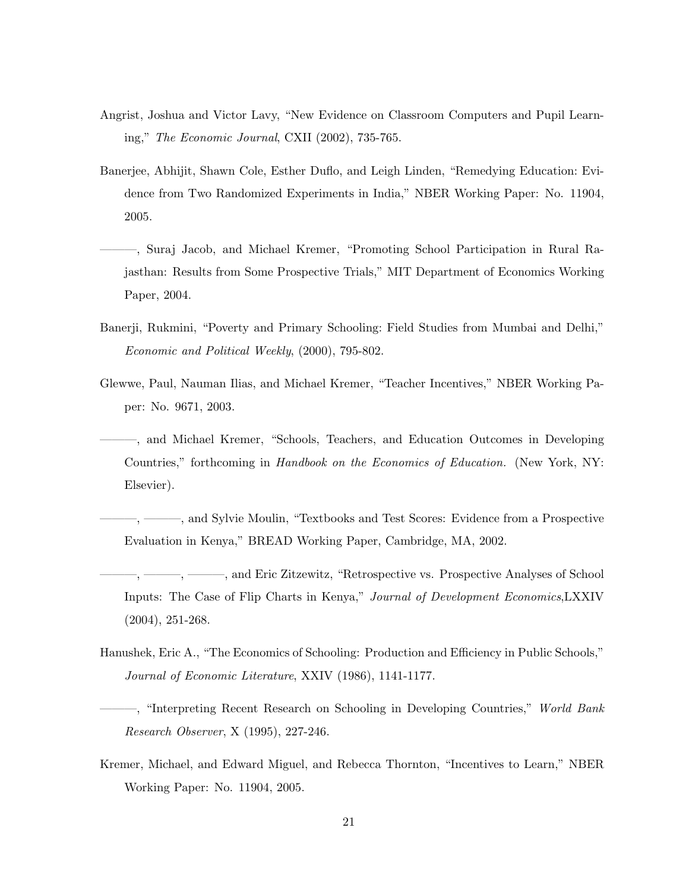Angrist, Joshua and Victor Lavy, "New Evidence on Classroom Computers and Pupil Learning," *The Economic Journal*, CXII (2002), 735-765.

Banerjee, Abhijit, Shawn Cole, Esther Duflo, and Leigh Linden, "Remedying Education: Evidence from Two Randomized Experiments in India," NBER Working Paper: No. 11904, 2005.

———, Suraj Jacob, and Michael Kremer, "Promoting School Participation in Rural Rajasthan: Results from Some Prospective Trials," MIT Department of Economics Working Paper, 2004.

Banerji, Rukmini, "Poverty and Primary Schooling: Field Studies from Mumbai and Delhi," *Economic and Political Weekly*, (2000), 795-802.

Glewwe, Paul, Nauman Ilias, and Michael Kremer, "Teacher Incentives," NBER Working Paper: No. 9671, 2003.

———, and Michael Kremer, "Schools, Teachers, and Education Outcomes in Developing Countries," forthcoming in *Handbook on the Economics of Education.* (New York, NY: Elsevier).

———, ———, and Sylvie Moulin, "Textbooks and Test Scores: Evidence from a Prospective Evaluation in Kenya," BREAD Working Paper, Cambridge, MA, 2002.

———, ———, ———, and Eric Zitzewitz, "Retrospective vs. Prospective Analyses of School Inputs: The Case of Flip Charts in Kenya," *Journal of Development Economics*,LXXIV (2004), 251-268.

Hanushek, Eric A., "The Economics of Schooling: Production and Efficiency in Public Schools," *Journal of Economic Literature*, XXIV (1986), 1141-1177.

———, "Interpreting Recent Research on Schooling in Developing Countries," *World Bank Research Observer*, X (1995), 227-246.

Kremer, Michael, and Edward Miguel, and Rebecca Thornton, "Incentives to Learn," NBER Working Paper: No. 11904, 2005.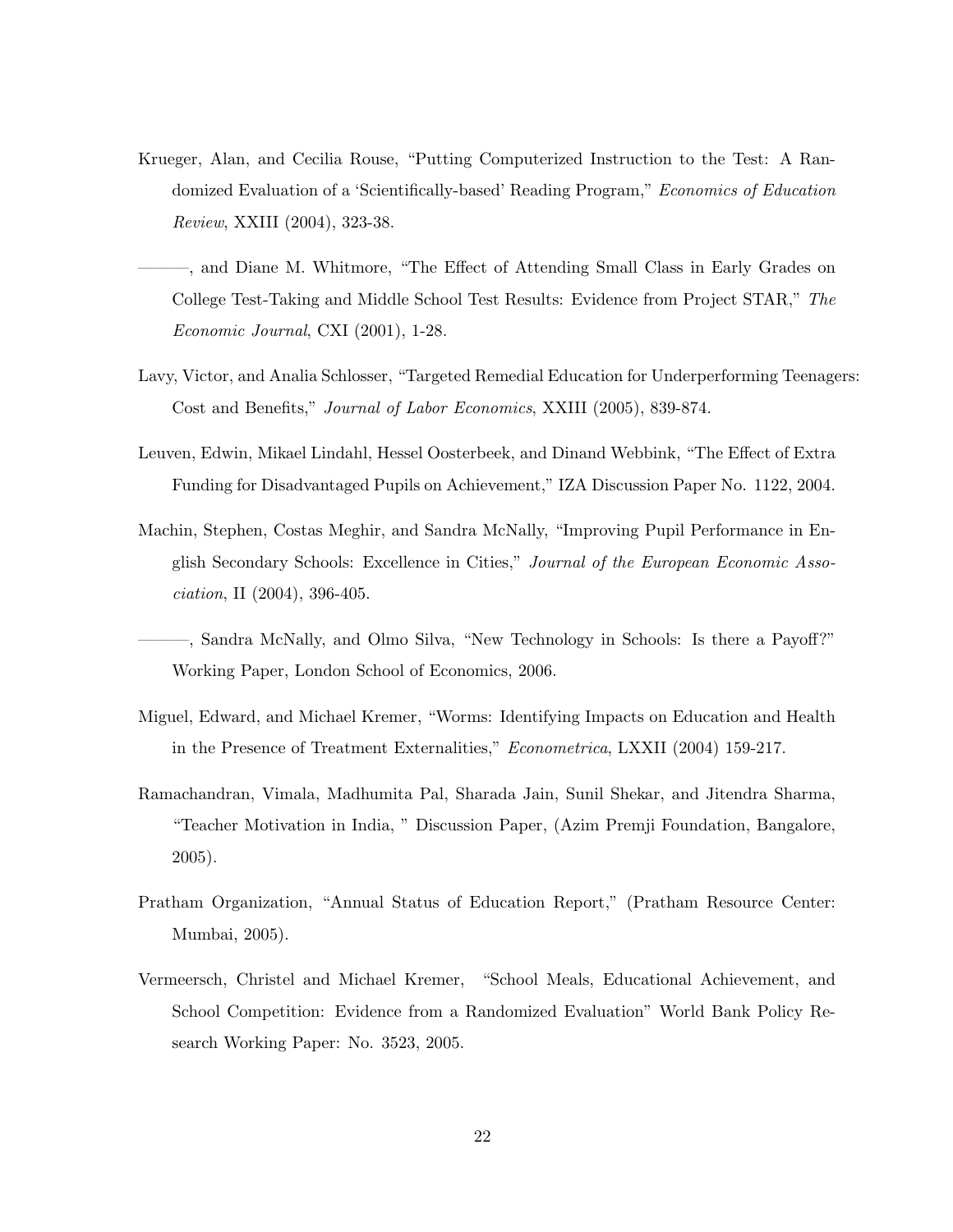Krueger, Alan, and Cecilia Rouse, "Putting Computerized Instruction to the Test: A Randomized Evaluation of a 'Scientifically-based' Reading Program," *Economics of Education Review*, XXIII (2004), 323-38.

———, and Diane M. Whitmore, "The Effect of Attending Small Class in Early Grades on College Test-Taking and Middle School Test Results: Evidence from Project STAR," *The Economic Journal*, CXI (2001), 1-28.

Lavy, Victor, and Analia Schlosser, "Targeted Remedial Education for Underperforming Teenagers: Cost and Benefits," *Journal of Labor Economics*, XXIII (2005), 839-874.

Leuven, Edwin, Mikael Lindahl, Hessel Oosterbeek, and Dinand Webbink, "The Effect of Extra Funding for Disadvantaged Pupils on Achievement," IZA Discussion Paper No. 1122, 2004.

Machin, Stephen, Costas Meghir, and Sandra McNally, "Improving Pupil Performance in English Secondary Schools: Excellence in Cities," *Journal of the European Economic Association*, II (2004), 396-405.

———, Sandra McNally, and Olmo Silva, "New Technology in Schools: Is there a Payoff?" Working Paper, London School of Economics, 2006.

Miguel, Edward, and Michael Kremer, "Worms: Identifying Impacts on Education and Health in the Presence of Treatment Externalities," *Econometrica*, LXXII (2004) 159-217.

Ramachandran, Vimala, Madhumita Pal, Sharada Jain, Sunil Shekar, and Jitendra Sharma, "Teacher Motivation in India, " Discussion Paper, (Azim Premji Foundation, Bangalore, 2005).

Pratham Organization, "Annual Status of Education Report," (Pratham Resource Center: Mumbai, 2005).

Vermeersch, Christel and Michael Kremer, "School Meals, Educational Achievement, and School Competition: Evidence from a Randomized Evaluation" World Bank Policy Research Working Paper: No. 3523, 2005.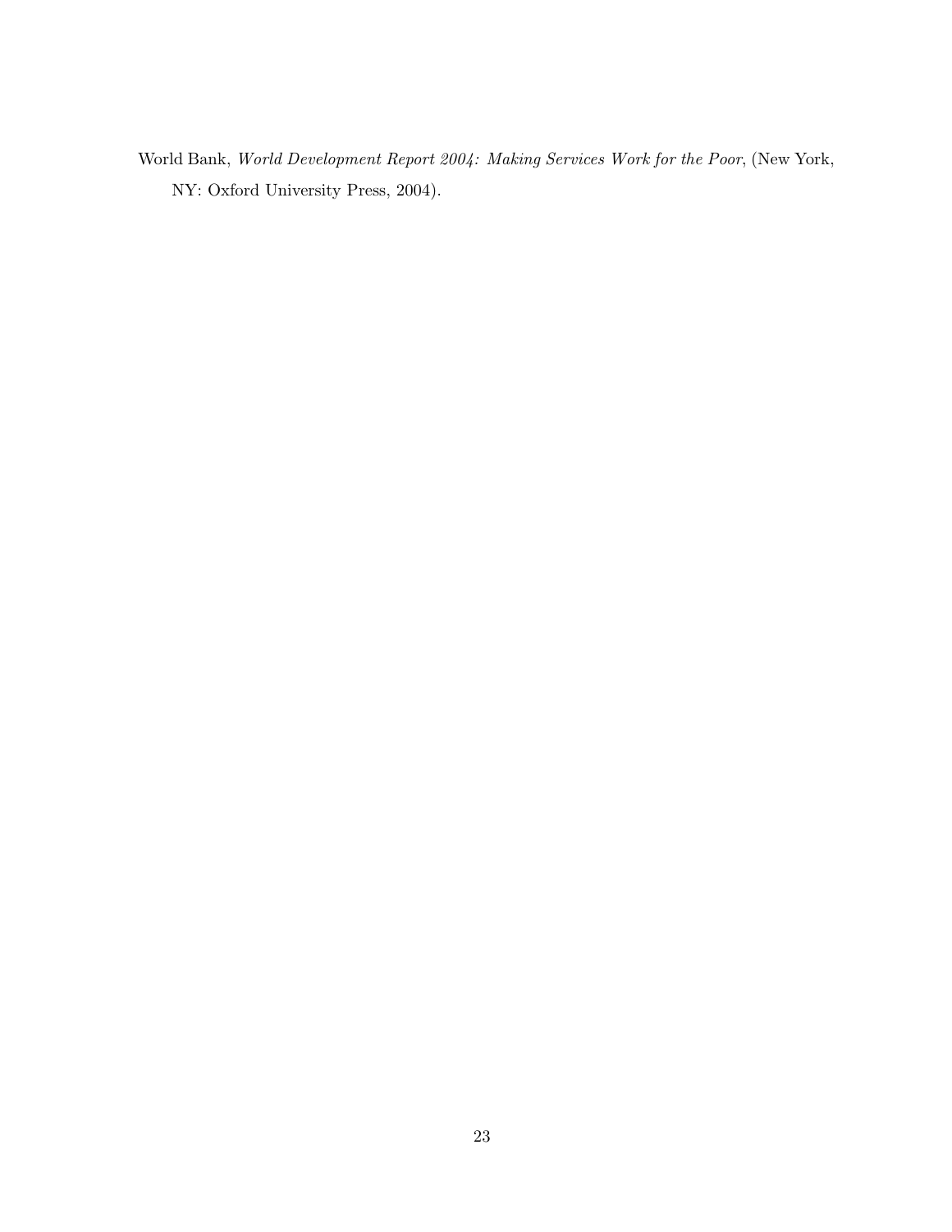World Bank, *World Development Report 2004: Making Services Work for the Poor*, (New York, NY: Oxford University Press, 2004).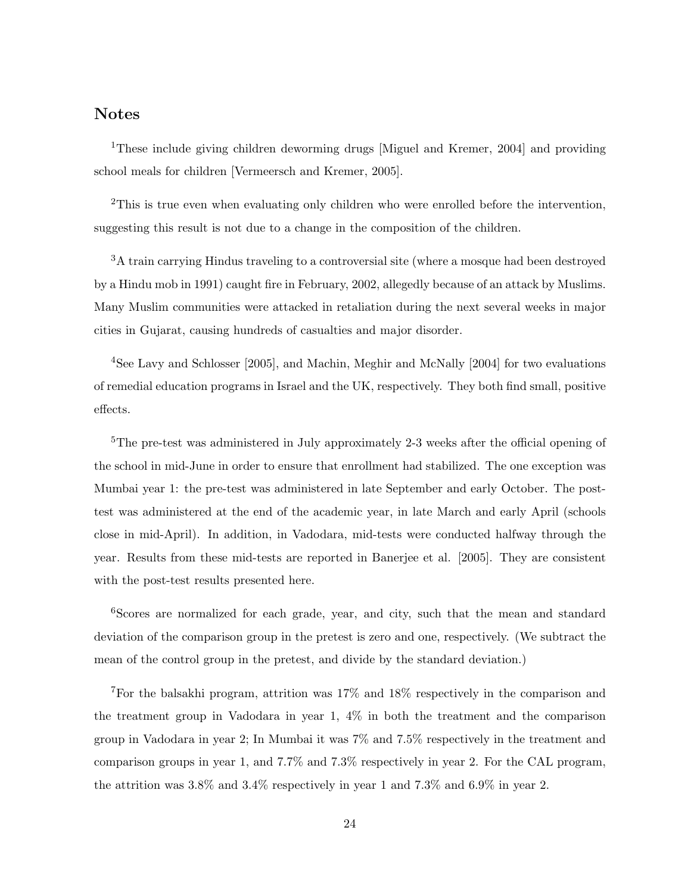## Notes

[1]These include giving children deworming drugs [Miguel and Kremer, 2004] and providing school meals for children [Vermeersch and Kremer, 2005].

[2]This is true even when evaluating only children who were enrolled before the intervention, suggesting this result is not due to a change in the composition of the children.

[3]A train carrying Hindus traveling to a controversial site (where a mosque had been destroyed by a Hindu mob in 1991) caught fire in February, 2002, allegedly because of an attack by Muslims. Many Muslim communities were attacked in retaliation during the next several weeks in major cities in Gujarat, causing hundreds of casualties and major disorder.

[4]See Lavy and Schlosser [2005], and Machin, Meghir and McNally [2004] for two evaluations of remedial education programs in Israel and the UK, respectively. They both find small, positive effects.

[5]The pre-test was administered in July approximately 2-3 weeks after the official opening of the school in mid-June in order to ensure that enrollment had stabilized. The one exception was Mumbai year 1: the pre-test was administered in late September and early October. The post-test was administered at the end of the academic year, in late March and early April (schools close in mid-April). In addition, in Vadodara, mid-tests were conducted halfway through the year. Results from these mid-tests are reported in Banerjee et al. [2005]. They are consistent with the post-test results presented here.

[6]Scores are normalized for each grade, year, and city, such that the mean and standard deviation of the comparison group in the pretest is zero and one, respectively. (We subtract the mean of the control group in the pretest, and divide by the standard deviation.)

[7]For the balsakhi program, attrition was 17% and 18% respectively in the comparison and the treatment group in Vadodara in year 1, 4% in both the treatment and the comparison group in Vadodara in year 2; In Mumbai it was 7% and 7.5% respectively in the treatment and comparison groups in year 1, and 7.7% and 7.3% respectively in year 2. For the CAL program, the attrition was 3.8% and 3.4% respectively in year 1 and 7.3% and 6.9% in year 2.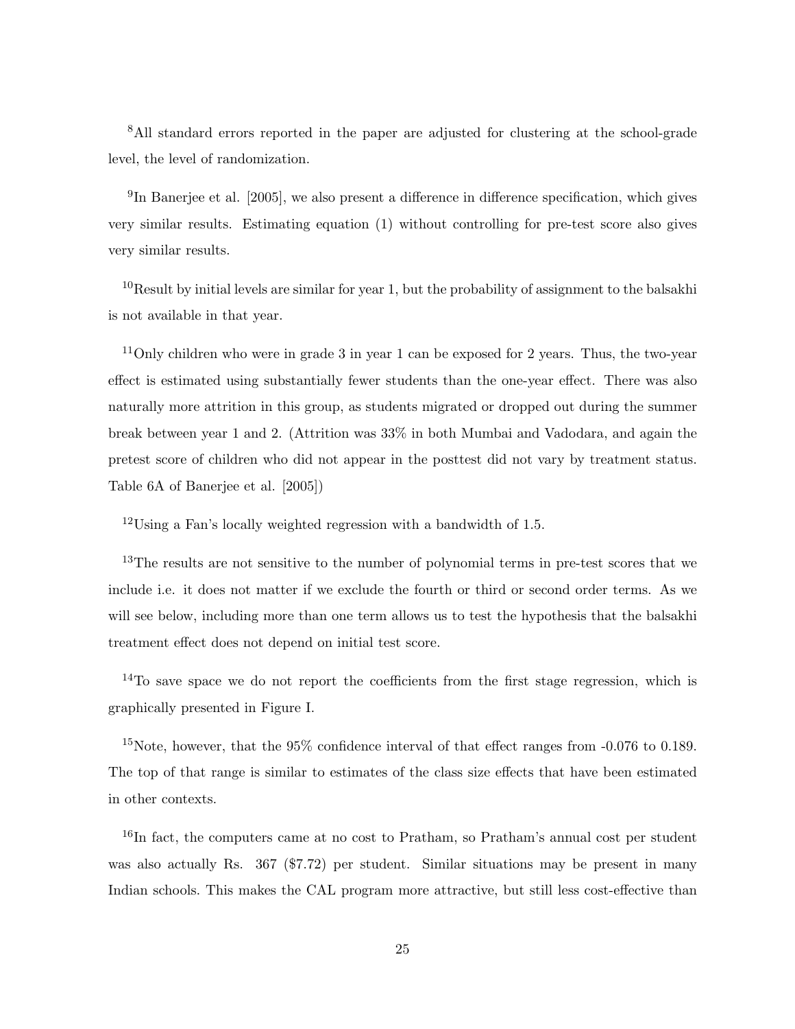[8] All standard errors reported in the paper are adjusted for clustering at the school-grade level, the level of randomization.

[9] In Banerjee et al. [2005], we also present a difference in difference specification, which gives very similar results. Estimating equation (1) without controlling for pre-test score also gives very similar results.

[10] Result by initial levels are similar for year 1, but the probability of assignment to the balsakhi is not available in that year.

[11] Only children who were in grade 3 in year 1 can be exposed for 2 years. Thus, the two-year effect is estimated using substantially fewer students than the one-year effect. There was also naturally more attrition in this group, as students migrated or dropped out during the summer break between year 1 and 2. (Attrition was 33% in both Mumbai and Vadodara, and again the pretest score of children who did not appear in the posttest did not vary by treatment status. Table 6A of Banerjee et al. [2005])

[12] Using a Fan's locally weighted regression with a bandwidth of 1.5.

[13] The results are not sensitive to the number of polynomial terms in pre-test scores that we include i.e. it does not matter if we exclude the fourth or third or second order terms. As we will see below, including more than one term allows us to test the hypothesis that the balsakhi treatment effect does not depend on initial test score.

[14] To save space we do not report the coefficients from the first stage regression, which is graphically presented in Figure I.

[15] Note, however, that the 95% confidence interval of that effect ranges from -0.076 to 0.189. The top of that range is similar to estimates of the class size effects that have been estimated in other contexts.

[16] In fact, the computers came at no cost to Pratham, so Pratham's annual cost per student was also actually Rs. 367 ($7.72) per student. Similar situations may be present in many Indian schools. This makes the CAL program more attractive, but still less cost-effective than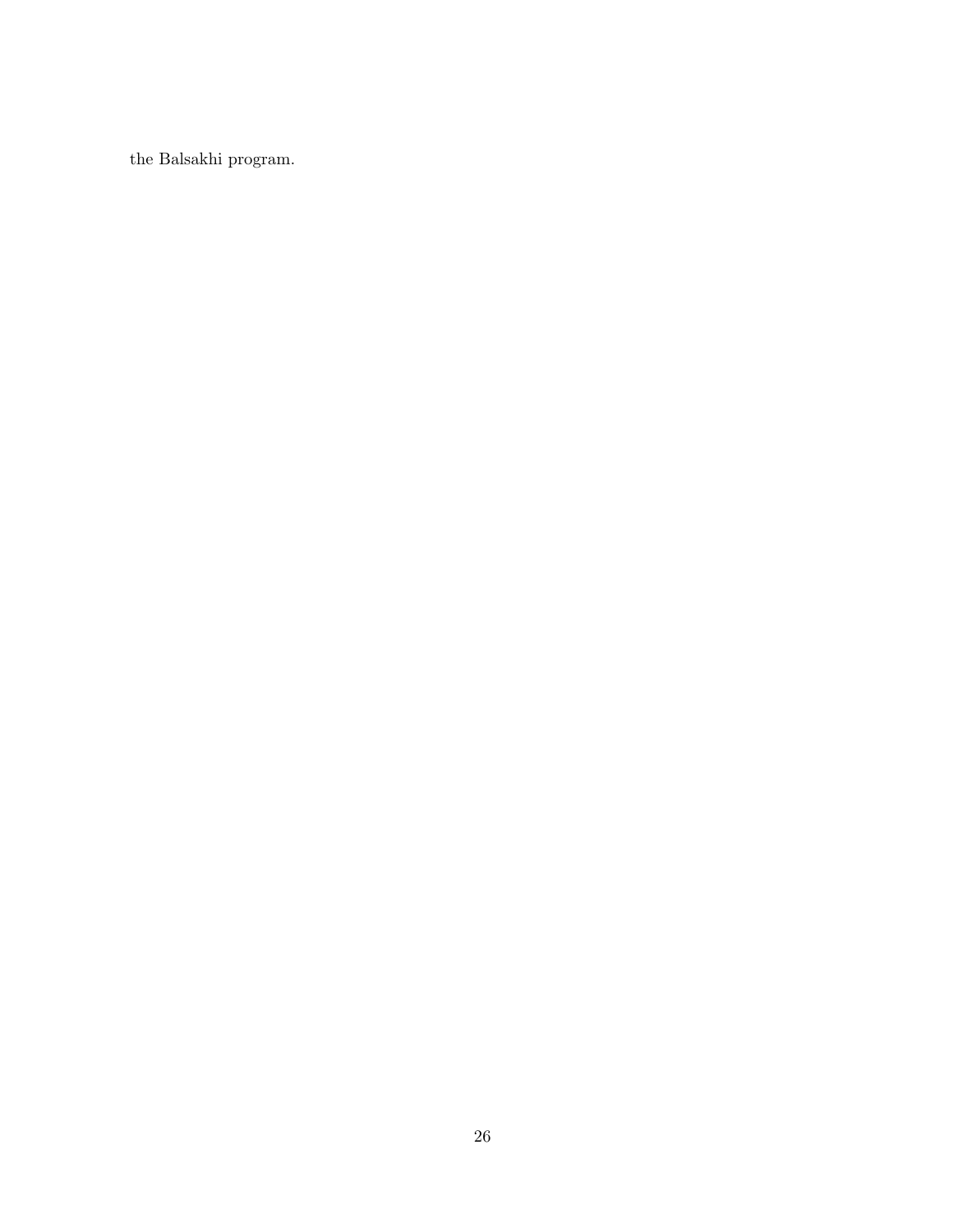the Balsakhi program.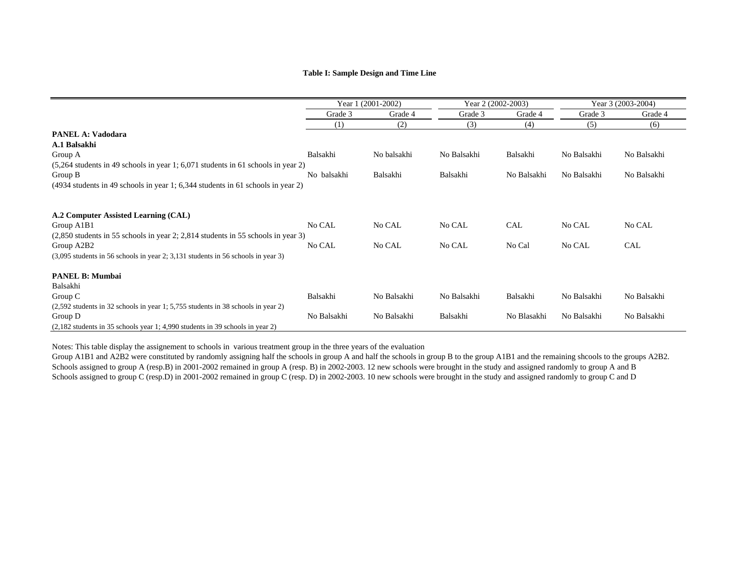**Table I: Sample Design and Time Line**

| | Year 1 (2001-2002) | | Year 2 (2002-2003) | | Year 3 (2003-2004) | |
|---|---|---|---|---|---|---|
| | Grade 3 | Grade 4 | Grade 3 | Grade 4 | Grade 3 | Grade 4 |
| | (1) | (2) | (3) | (4) | (5) | (6) |
| **PANEL A: Vadodara** | | | | | | |
| **A.1 Balsakhi** | | | | | | |
| Group A | Balsakhi | No balsakhi | No Balsakhi | Balsakhi | No Balsakhi | No Balsakhi |
| (5,264 students in 49 schools in year 1; 6,071 students in 61 schools in year 2) | | | | | | |
| Group B | No balsakhi | Balsakhi | Balsakhi | No Balsakhi | No Balsakhi | No Balsakhi |
| (4934 students in 49 schools in year 1; 6,344 students in 61 schools in year 2) | | | | | | |
| **A.2 Computer Assisted Learning (CAL)** | | | | | | |
| Group A1B1 | No CAL | No CAL | No CAL | CAL | No CAL | No CAL |
| (2,850 students in 55 schools in year 2; 2,814 students in 55 schools in year 3) | | | | | | |
| Group A2B2 | No CAL | No CAL | No CAL | No Cal | No CAL | CAL |
| (3,095 students in 56 schools in year 2; 3,131 students in 56 schools in year 3) | | | | | | |
| **PANEL B: Mumbai** | | | | | | |
| Balsakhi | | | | | | |
| Group C | Balsakhi | No Balsakhi | No Balsakhi | Balsakhi | No Balsakhi | No Balsakhi |
| (2,592 students in 32 schools in year 1; 5,755 students in 38 schools in year 2) | | | | | | |
| Group D | No Balsakhi | No Balsakhi | Balsakhi | No Blasakhi | No Balsakhi | No Balsakhi |
| (2,182 students in 35 schools year 1; 4,990 students in 39 schools in year 2) | | | | | | |

Notes: This table display the assignement to schools in various treatment group in the three years of the evaluation
Group A1B1 and A2B2 were constituted by randomly assigning half the schools in group A and half the schools in group B to the group A1B1 and the remaining shcools to the groups A2B2.
Schools assigned to group A (resp.B) in 2001-2002 remained in group A (resp. B) in 2002-2003. 12 new schools were brought in the study and assigned randomly to group A and B
Schools assigned to group C (resp.D) in 2001-2002 remained in group C (resp. D) in 2002-2003. 10 new schools were brought in the study and assigned randomly to group C and D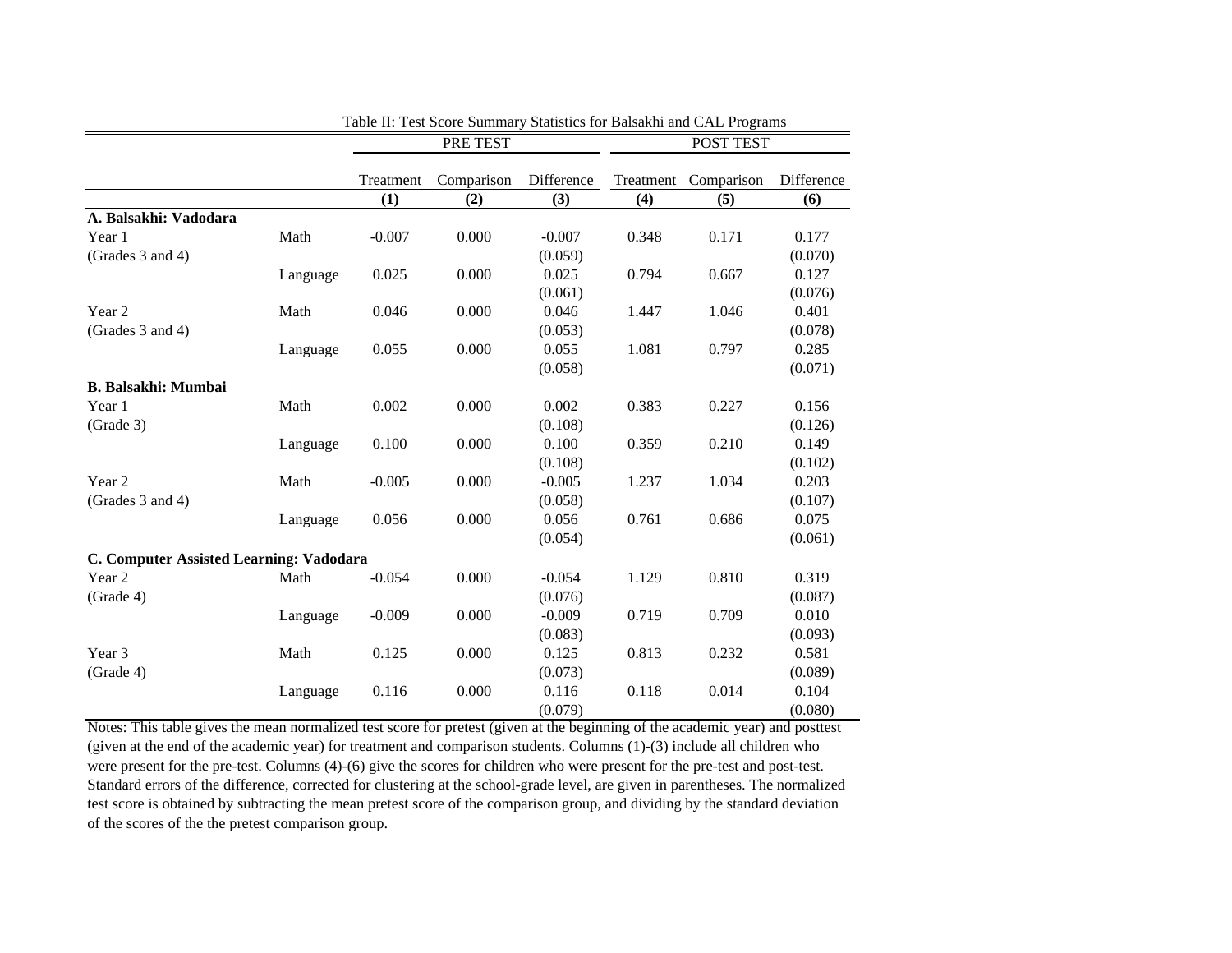Table II: Test Score Summary Statistics for Balsakhi and CAL Programs

| | | PRE TEST | | | POST TEST | | |
|---|---|---|---|---|---|---|---|
| | | Treatment | Comparison | Difference | Treatment | Comparison | Difference |
| | | **(1)** | **(2)** | **(3)** | **(4)** | **(5)** | **(6)** |
| **A. Balsakhi: Vadodara** | | | | | | | |
| Year 1 | Math | -0.007 | 0.000 | -0.007 | 0.348 | 0.171 | 0.177 |
| (Grades 3 and 4) | | | | (0.059) | | | (0.070) |
| | Language | 0.025 | 0.000 | 0.025 | 0.794 | 0.667 | 0.127 |
| | | | | (0.061) | | | (0.076) |
| Year 2 | Math | 0.046 | 0.000 | 0.046 | 1.447 | 1.046 | 0.401 |
| (Grades 3 and 4) | | | | (0.053) | | | (0.078) |
| | Language | 0.055 | 0.000 | 0.055 | 1.081 | 0.797 | 0.285 |
| | | | | (0.058) | | | (0.071) |
| **B. Balsakhi: Mumbai** | | | | | | | |
| Year 1 | Math | 0.002 | 0.000 | 0.002 | 0.383 | 0.227 | 0.156 |
| (Grade 3) | | | | (0.108) | | | (0.126) |
| | Language | 0.100 | 0.000 | 0.100 | 0.359 | 0.210 | 0.149 |
| | | | | (0.108) | | | (0.102) |
| Year 2 | Math | -0.005 | 0.000 | -0.005 | 1.237 | 1.034 | 0.203 |
| (Grades 3 and 4) | | | | (0.058) | | | (0.107) |
| | Language | 0.056 | 0.000 | 0.056 | 0.761 | 0.686 | 0.075 |
| | | | | (0.054) | | | (0.061) |
| **C. Computer Assisted Learning: Vadodara** | | | | | | | |
| Year 2 | Math | -0.054 | 0.000 | -0.054 | 1.129 | 0.810 | 0.319 |
| (Grade 4) | | | | (0.076) | | | (0.087) |
| | Language | -0.009 | 0.000 | -0.009 | 0.719 | 0.709 | 0.010 |
| | | | | (0.083) | | | (0.093) |
| Year 3 | Math | 0.125 | 0.000 | 0.125 | 0.813 | 0.232 | 0.581 |
| (Grade 4) | | | | (0.073) | | | (0.089) |
| | Language | 0.116 | 0.000 | 0.116 | 0.118 | 0.014 | 0.104 |
| | | | | (0.079) | | | (0.080) |

Notes: This table gives the mean normalized test score for pretest (given at the beginning of the academic year) and posttest (given at the end of the academic year) for treatment and comparison students. Columns (1)-(3) include all children who were present for the pre-test. Columns (4)-(6) give the scores for children who were present for the pre-test and post-test. Standard errors of the difference, corrected for clustering at the school-grade level, are given in parentheses. The normalized test score is obtained by subtracting the mean pretest score of the comparison group, and dividing by the standard deviation of the scores of the the pretest comparison group.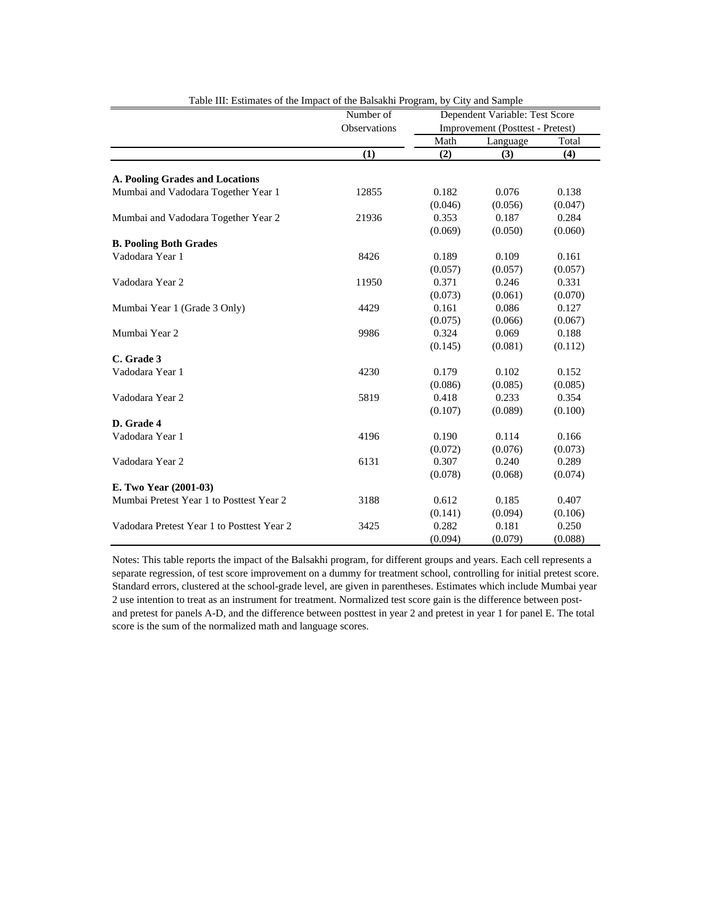Table III: Estimates of the Impact of the Balsakhi Program, by City and Sample

| | Number of Observations | Dependent Variable: Test Score Improvement (Posttest - Pretest) | | |
|---|---|---|---|---|
| | | Math | Language | Total |
| | (1) | (2) | (3) | (4) |
| **A. Pooling Grades and Locations** | | | | |
| Mumbai and Vadodara Together Year 1 | 12855 | 0.182 | 0.076 | 0.138 |
| | | (0.046) | (0.056) | (0.047) |
| Mumbai and Vadodara Together Year 2 | 21936 | 0.353 | 0.187 | 0.284 |
| | | (0.069) | (0.050) | (0.060) |
| **B. Pooling Both Grades** | | | | |
| Vadodara Year 1 | 8426 | 0.189 | 0.109 | 0.161 |
| | | (0.057) | (0.057) | (0.057) |
| Vadodara Year 2 | 11950 | 0.371 | 0.246 | 0.331 |
| | | (0.073) | (0.061) | (0.070) |
| Mumbai Year 1 (Grade 3 Only) | 4429 | 0.161 | 0.086 | 0.127 |
| | | (0.075) | (0.066) | (0.067) |
| Mumbai Year 2 | 9986 | 0.324 | 0.069 | 0.188 |
| | | (0.145) | (0.081) | (0.112) |
| **C. Grade 3** | | | | |
| Vadodara Year 1 | 4230 | 0.179 | 0.102 | 0.152 |
| | | (0.086) | (0.085) | (0.085) |
| Vadodara Year 2 | 5819 | 0.418 | 0.233 | 0.354 |
| | | (0.107) | (0.089) | (0.100) |
| **D. Grade 4** | | | | |
| Vadodara Year 1 | 4196 | 0.190 | 0.114 | 0.166 |
| | | (0.072) | (0.076) | (0.073) |
| Vadodara Year 2 | 6131 | 0.307 | 0.240 | 0.289 |
| | | (0.078) | (0.068) | (0.074) |
| **E. Two Year (2001-03)** | | | | |
| Mumbai Pretest Year 1 to Posttest Year 2 | 3188 | 0.612 | 0.185 | 0.407 |
| | | (0.141) | (0.094) | (0.106) |
| Vadodara Pretest Year 1 to Posttest Year 2 | 3425 | 0.282 | 0.181 | 0.250 |
| | | (0.094) | (0.079) | (0.088) |

Notes: This table reports the impact of the Balsakhi program, for different groups and years. Each cell represents a separate regression, of test score improvement on a dummy for treatment school, controlling for initial pretest score. Standard errors, clustered at the school-grade level, are given in parentheses. Estimates which include Mumbai year 2 use intention to treat as an instrument for treatment. Normalized test score gain is the difference between post- and pretest for panels A-D, and the difference between posttest in year 2 and pretest in year 1 for panel E. The total score is the sum of the normalized math and language scores.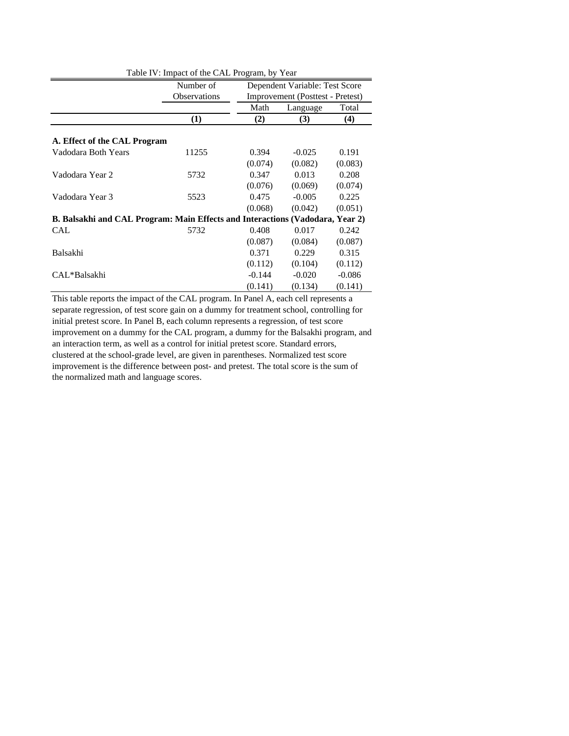Table IV: Impact of the CAL Program, by Year

| | Number of Observations | Dependent Variable: Test Score Improvement (Posttest - Pretest) | | |
|---|---|---|---|---|
| | | Math | Language | Total |
| | **(1)** | **(2)** | **(3)** | **(4)** |
| **A. Effect of the CAL Program** | | | | |
| Vadodara Both Years | 11255 | 0.394 | -0.025 | 0.191 |
| | | (0.074) | (0.082) | (0.083) |
| Vadodara Year 2 | 5732 | 0.347 | 0.013 | 0.208 |
| | | (0.076) | (0.069) | (0.074) |
| Vadodara Year 3 | 5523 | 0.475 | -0.005 | 0.225 |
| | | (0.068) | (0.042) | (0.051) |
| **B. Balsakhi and CAL Program: Main Effects and Interactions (Vadodara, Year 2)** | | | | |
| CAL | 5732 | 0.408 | 0.017 | 0.242 |
| | | (0.087) | (0.084) | (0.087) |
| Balsakhi | | 0.371 | 0.229 | 0.315 |
| | | (0.112) | (0.104) | (0.112) |
| CAL*Balsakhi | | -0.144 | -0.020 | -0.086 |
| | | (0.141) | (0.134) | (0.141) |

This table reports the impact of the CAL program. In Panel A, each cell represents a separate regression, of test score gain on a dummy for treatment school, controlling for initial pretest score. In Panel B, each column represents a regression, of test score improvement on a dummy for the CAL program, a dummy for the Balsakhi program, and an interaction term, as well as a control for initial pretest score. Standard errors, clustered at the school-grade level, are given in parentheses. Normalized test score improvement is the difference between post- and pretest. The total score is the sum of the normalized math and language scores.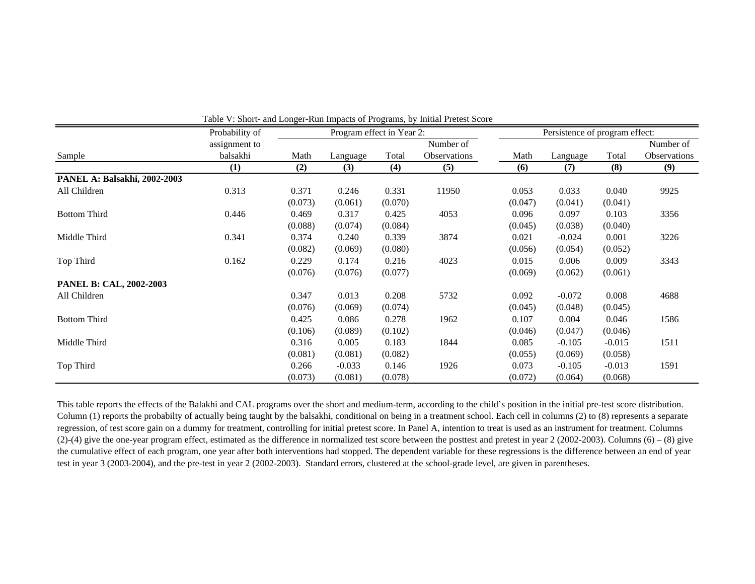Table V: Short- and Longer-Run Impacts of Programs, by Initial Pretest Score

| Sample | Probability of assignment to balsakhi | Program effect in Year 2: | | | | Persistence of program effect: | | | |
|---|---|---|---|---|---|---|---|---|---|
| | | Math | Language | Total | Number of Observations | Math | Language | Total | Number of Observations |
| | (1) | (2) | (3) | (4) | (5) | (6) | (7) | (8) | (9) |
| **PANEL A: Balsakhi, 2002-2003** | | | | | | | | | |
| All Children | 0.313 | 0.371 | 0.246 | 0.331 | 11950 | 0.053 | 0.033 | 0.040 | 9925 |
| | | (0.073) | (0.061) | (0.070) | | (0.047) | (0.041) | (0.041) | |
| Bottom Third | 0.446 | 0.469 | 0.317 | 0.425 | 4053 | 0.096 | 0.097 | 0.103 | 3356 |
| | | (0.088) | (0.074) | (0.084) | | (0.045) | (0.038) | (0.040) | |
| Middle Third | 0.341 | 0.374 | 0.240 | 0.339 | 3874 | 0.021 | -0.024 | 0.001 | 3226 |
| | | (0.082) | (0.069) | (0.080) | | (0.056) | (0.054) | (0.052) | |
| Top Third | 0.162 | 0.229 | 0.174 | 0.216 | 4023 | 0.015 | 0.006 | 0.009 | 3343 |
| | | (0.076) | (0.076) | (0.077) | | (0.069) | (0.062) | (0.061) | |
| **PANEL B: CAL, 2002-2003** | | | | | | | | | |
| All Children | | 0.347 | 0.013 | 0.208 | 5732 | 0.092 | -0.072 | 0.008 | 4688 |
| | | (0.076) | (0.069) | (0.074) | | (0.045) | (0.048) | (0.045) | |
| Bottom Third | | 0.425 | 0.086 | 0.278 | 1962 | 0.107 | 0.004 | 0.046 | 1586 |
| | | (0.106) | (0.089) | (0.102) | | (0.046) | (0.047) | (0.046) | |
| Middle Third | | 0.316 | 0.005 | 0.183 | 1844 | 0.085 | -0.105 | -0.015 | 1511 |
| | | (0.081) | (0.081) | (0.082) | | (0.055) | (0.069) | (0.058) | |
| Top Third | | 0.266 | -0.033 | 0.146 | 1926 | 0.073 | -0.105 | -0.013 | 1591 |
| | | (0.073) | (0.081) | (0.078) | | (0.072) | (0.064) | (0.068) | |

This table reports the effects of the Balakhi and CAL programs over the short and medium-term, according to the child's position in the initial pre-test score distribution. Column (1) reports the probabilty of actually being taught by the balsakhi, conditional on being in a treatment school. Each cell in columns (2) to (8) represents a separate regression, of test score gain on a dummy for treatment, controlling for initial pretest score. In Panel A, intention to treat is used as an instrument for treatment. Columns (2)-(4) give the one-year program effect, estimated as the difference in normalized test score between the posttest and pretest in year 2 (2002-2003). Columns (6) – (8) give the cumulative effect of each program, one year after both interventions had stopped. The dependent variable for these regressions is the difference between an end of year test in year 3 (2003-2004), and the pre-test in year 2 (2002-2003). Standard errors, clustered at the school-grade level, are given in parentheses.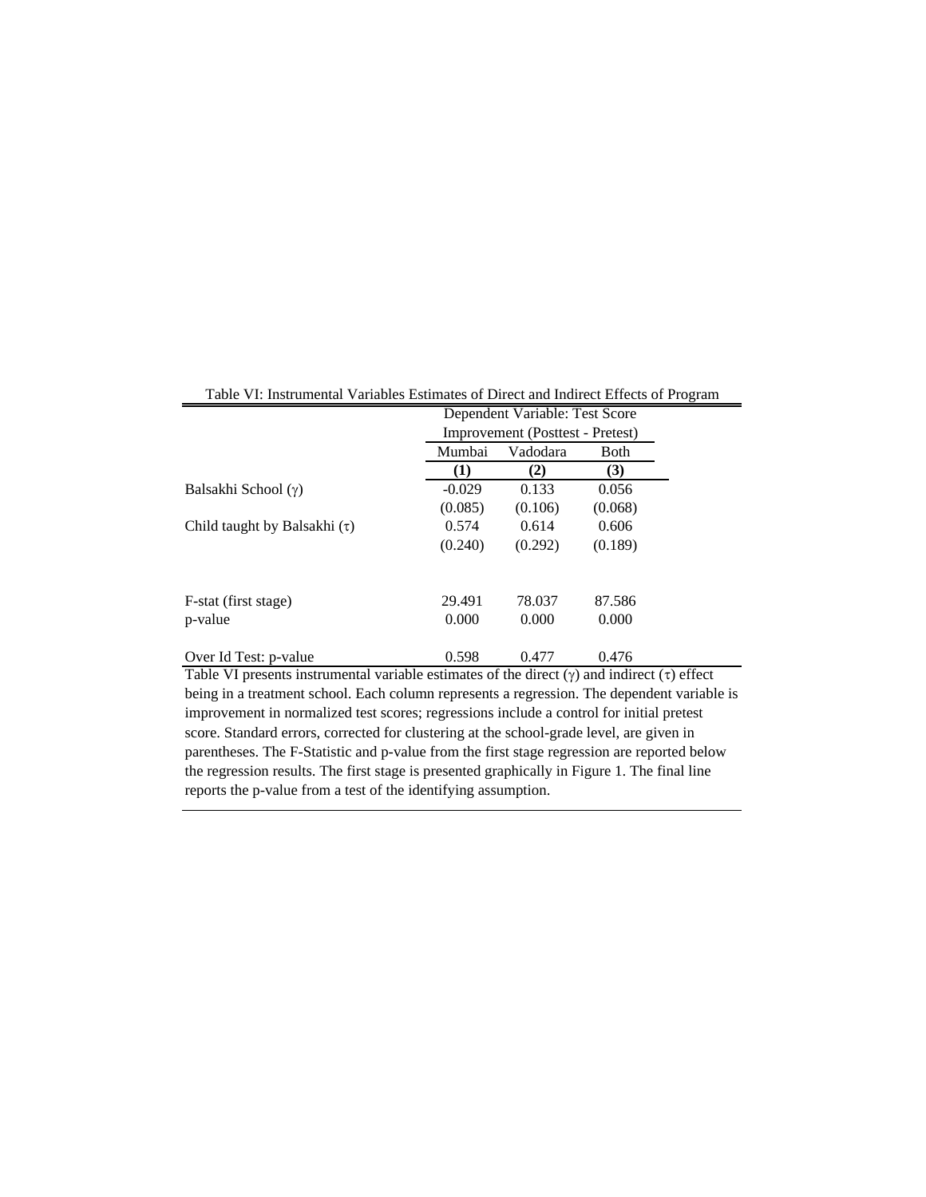Table VI: Instrumental Variables Estimates of Direct and Indirect Effects of Program

| | Dependent Variable: Test Score Improvement (Posttest - Pretest) | | |
|---|---|---|---|
| | Mumbai | Vadodara | Both |
| | **(1)** | **(2)** | **(3)** |
| Balsakhi School ($\gamma$) | -0.029 | 0.133 | 0.056 |
| | (0.085) | (0.106) | (0.068) |
| Child taught by Balsakhi ($\tau$) | 0.574 | 0.614 | 0.606 |
| | (0.240) | (0.292) | (0.189) |
| | | | |
| F-stat (first stage) | 29.491 | 78.037 | 87.586 |
| p-value | 0.000 | 0.000 | 0.000 |
| | | | |
| Over Id Test: p-value | 0.598 | 0.477 | 0.476 |

Table VI presents instrumental variable estimates of the direct ($\gamma$) and indirect ($\tau$) effect being in a treatment school. Each column represents a regression. The dependent variable is improvement in normalized test scores; regressions include a control for initial pretest score. Standard errors, corrected for clustering at the school-grade level, are given in parentheses. The F-Statistic and p-value from the first stage regression are reported below the regression results. The first stage is presented graphically in Figure 1. The final line reports the p-value from a test of the identifying assumption.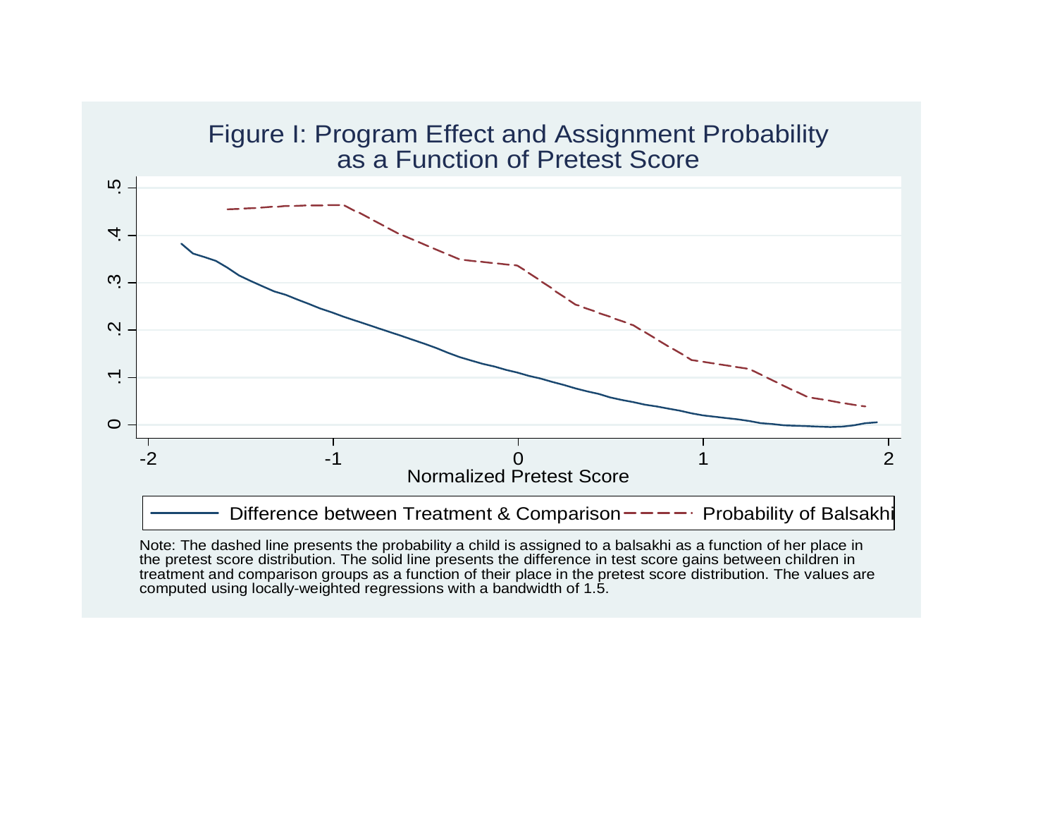Figure I: Program Effect and Assignment Probability as a Function of Pretest Score

0
.1
.2
.3
.4
.5

-2
-1
0
1
2

Normalized Pretest Score

Difference between Treatment & Comparison
Probability of Balsakhi

Note: The dashed line presents the probability a child is assigned to a balsakhi as a function of her place in the pretest score distribution. The solid line presents the difference in test score gains between children in treatment and comparison groups as a function of their place in the pretest score distribution. The values are computed using locally-weighted regressions with a bandwidth of 1.5.